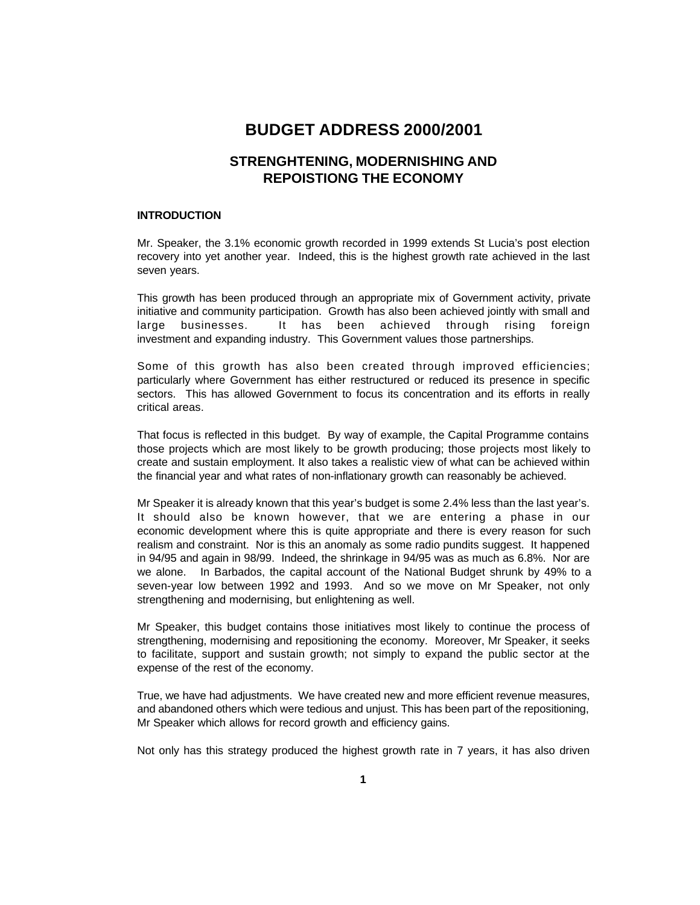# BUDGET ADDRESS 2000/2001

## STRENGHTENING, MODERNISHING AND REPOISTIONG THE ECONOMY

### INTRODUCTION

Mr. Speaker, the 3.1% economic growth recorded in 1999 extends St Lucia's post election recovery into yet another year. Indeed, this is the highest growth rate achieved in the last seven years.

This growth has been produced through an appropriate mix of Government activity, private initiative and community participation. Growth has also been achieved jointly with small and large businesses. It has been achieved through rising foreign investment and expanding industry. This Government values those partnerships.

Some of this growth has also been created through improved efficiencies; particularly where Government has either restructured or reduced its presence in specific sectors. This has allowed Government to focus its concentration and its efforts in really critical areas.

That focus is reflected in this budget. By way of example, the Capital Programme contains those projects which are most likely to be growth producing; those projects most likely to create and sustain employment. It also takes a realistic view of what can be achieved within the financial year and what rates of non-inflationary growth can reasonably be achieved.

Mr Speaker it is already known that this year's budget is some 2.4% less than the last year's. It should also be known however, that we are entering a phase in our economic development where this is quite appropriate and there is every reason for such realism and constraint. Nor is this an anomaly as some radio pundits suggest. It happened in 94/95 and again in 98/99. Indeed, the shrinkage in 94/95 was as much as 6.8%. Nor are we alone. In Barbados, the capital account of the National Budget shrunk by 49% to a seven-year low between 1992 and 1993. And so we move on Mr Speaker, not only strengthening and modernising, but enlightening as well.

Mr Speaker, this budget contains those initiatives most likely to continue the process of strengthening, modernising and repositioning the economy. Moreover, Mr Speaker, it seeks to facilitate, support and sustain growth; not simply to expand the public sector at the expense of the rest of the economy.

True, we have had adjustments. We have created new and more efficient revenue measures, and abandoned others which were tedious and unjust. This has been part of the repositioning, Mr Speaker which allows for record growth and efficiency gains.

Not only has this strategy produced the highest growth rate in 7 years, it has also driven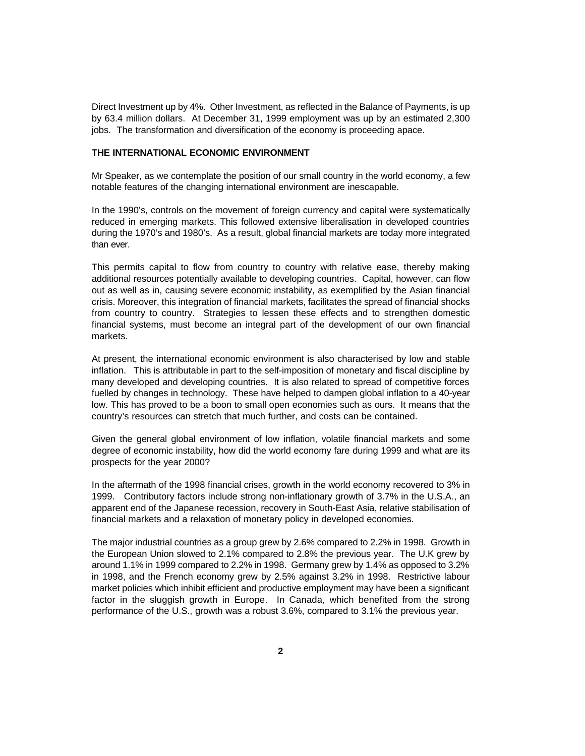Direct Investment up by 4%. Other Investment, as reflected in the Balance of Payments, is up by 63.4 million dollars. At December 31, 1999 employment was up by an estimated 2,300 jobs. The transformation and diversification of the economy is proceeding apace.

**THE INTERNATIONAL ECONOMIC ENVIRONMENT**

Mr Speaker, as we contemplate the position of our small country in the world economy, a few notable features of the changing international environment are inescapable.

In the 1990's, controls on the movement of foreign currency and capital were systematically reduced in emerging markets. This followed extensive liberalisation in developed countries during the 1970's and 1980's. As a result, global financial markets are today more integrated than ever.

This permits capital to flow from country to country with relative ease, thereby making additional resources potentially available to developing countries. Capital, however, can flow out as well as in, causing severe economic instability, as exemplified by the Asian financial crisis. Moreover, this integration of financial markets, facilitates the spread of financial shocks from country to country. Strategies to lessen these effects and to strengthen domestic financial systems, must become an integral part of the development of our own financial markets.

At present, the international economic environment is also characterised by low and stable inflation. This is attributable in part to the self-imposition of monetary and fiscal discipline by many developed and developing countries. It is also related to spread of competitive forces fuelled by changes in technology. These have helped to dampen global inflation to a 40-year low. This has proved to be a boon to small open economies such as ours. It means that the country's resources can stretch that much further, and costs can be contained.

Given the general global environment of low inflation, volatile financial markets and some degree of economic instability, how did the world economy fare during 1999 and what are its prospects for the year 2000?

In the aftermath of the 1998 financial crises, growth in the world economy recovered to 3% in 1999. Contributory factors include strong non-inflationary growth of 3.7% in the U.S.A., an apparent end of the Japanese recession, recovery in South-East Asia, relative stabilisation of financial markets and a relaxation of monetary policy in developed economies.

The major industrial countries as a group grew by 2.6% compared to 2.2% in 1998. Growth in the European Union slowed to 2.1% compared to 2.8% the previous year. The U.K grew by around 1.1% in 1999 compared to 2.2% in 1998. Germany grew by 1.4% as opposed to 3.2% in 1998, and the French economy grew by 2.5% against 3.2% in 1998. Restrictive labour market policies which inhibit efficient and productive employment may have been a significant factor in the sluggish growth in Europe. In Canada, which benefited from the strong performance of the U.S., growth was a robust 3.6%, compared to 3.1% the previous year.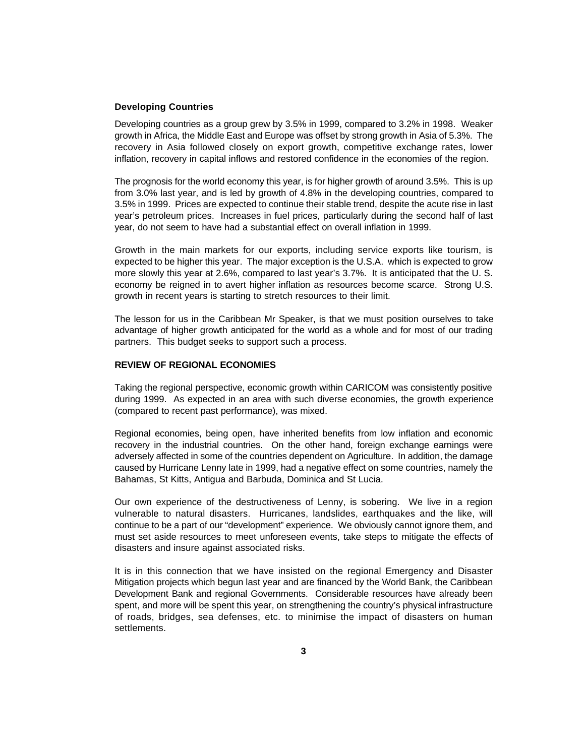**Developing Countries**

Developing countries as a group grew by 3.5% in 1999, compared to 3.2% in 1998. Weaker growth in Africa, the Middle East and Europe was offset by strong growth in Asia of 5.3%. The recovery in Asia followed closely on export growth, competitive exchange rates, lower inflation, recovery in capital inflows and restored confidence in the economies of the region.

The prognosis for the world economy this year, is for higher growth of around 3.5%. This is up from 3.0% last year, and is led by growth of 4.8% in the developing countries, compared to 3.5% in 1999. Prices are expected to continue their stable trend, despite the acute rise in last year's petroleum prices. Increases in fuel prices, particularly during the second half of last year, do not seem to have had a substantial effect on overall inflation in 1999.

Growth in the main markets for our exports, including service exports like tourism, is expected to be higher this year. The major exception is the U.S.A. which is expected to grow more slowly this year at 2.6%, compared to last year's 3.7%. It is anticipated that the U. S. economy be reigned in to avert higher inflation as resources become scarce. Strong U.S. growth in recent years is starting to stretch resources to their limit.

The lesson for us in the Caribbean Mr Speaker, is that we must position ourselves to take advantage of higher growth anticipated for the world as a whole and for most of our trading partners. This budget seeks to support such a process.

**REVIEW OF REGIONAL ECONOMIES**

Taking the regional perspective, economic growth within CARICOM was consistently positive during 1999. As expected in an area with such diverse economies, the growth experience (compared to recent past performance), was mixed.

Regional economies, being open, have inherited benefits from low inflation and economic recovery in the industrial countries. On the other hand, foreign exchange earnings were adversely affected in some of the countries dependent on Agriculture. In addition, the damage caused by Hurricane Lenny late in 1999, had a negative effect on some countries, namely the Bahamas, St Kitts, Antigua and Barbuda, Dominica and St Lucia.

Our own experience of the destructiveness of Lenny, is sobering. We live in a region vulnerable to natural disasters. Hurricanes, landslides, earthquakes and the like, will continue to be a part of our "development" experience. We obviously cannot ignore them, and must set aside resources to meet unforeseen events, take steps to mitigate the effects of disasters and insure against associated risks.

It is in this connection that we have insisted on the regional Emergency and Disaster Mitigation projects which begun last year and are financed by the World Bank, the Caribbean Development Bank and regional Governments. Considerable resources have already been spent, and more will be spent this year, on strengthening the country's physical infrastructure of roads, bridges, sea defenses, etc. to minimise the impact of disasters on human settlements.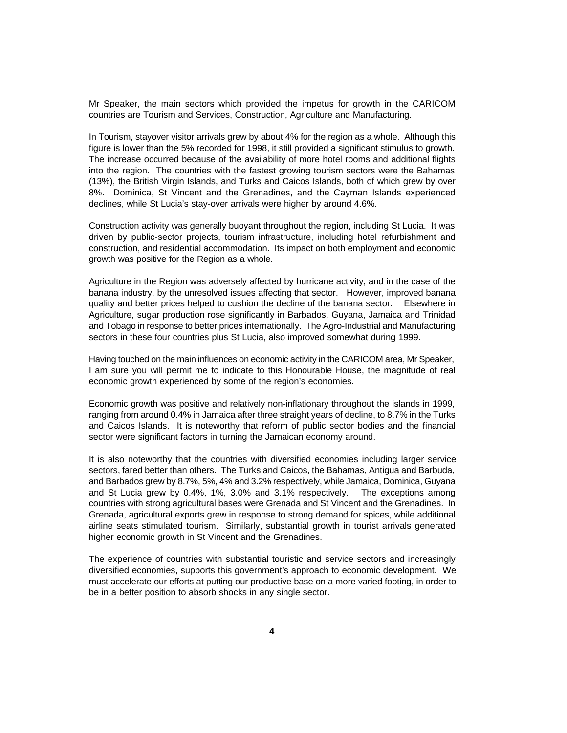Mr Speaker, the main sectors which provided the impetus for growth in the CARICOM countries are Tourism and Services, Construction, Agriculture and Manufacturing.

In Tourism, stayover visitor arrivals grew by about 4% for the region as a whole. Although this figure is lower than the 5% recorded for 1998, it still provided a significant stimulus to growth. The increase occurred because of the availability of more hotel rooms and additional flights into the region. The countries with the fastest growing tourism sectors were the Bahamas (13%), the British Virgin Islands, and Turks and Caicos Islands, both of which grew by over 8%. Dominica, St Vincent and the Grenadines, and the Cayman Islands experienced declines, while St Lucia's stay-over arrivals were higher by around 4.6%.

Construction activity was generally buoyant throughout the region, including St Lucia. It was driven by public-sector projects, tourism infrastructure, including hotel refurbishment and construction, and residential accommodation. Its impact on both employment and economic growth was positive for the Region as a whole.

Agriculture in the Region was adversely affected by hurricane activity, and in the case of the banana industry, by the unresolved issues affecting that sector. However, improved banana quality and better prices helped to cushion the decline of the banana sector. Elsewhere in Agriculture, sugar production rose significantly in Barbados, Guyana, Jamaica and Trinidad and Tobago in response to better prices internationally. The Agro-Industrial and Manufacturing sectors in these four countries plus St Lucia, also improved somewhat during 1999.

Having touched on the main influences on economic activity in the CARICOM area, Mr Speaker, I am sure you will permit me to indicate to this Honourable House, the magnitude of real economic growth experienced by some of the region's economies.

Economic growth was positive and relatively non-inflationary throughout the islands in 1999, ranging from around 0.4% in Jamaica after three straight years of decline, to 8.7% in the Turks and Caicos Islands. It is noteworthy that reform of public sector bodies and the financial sector were significant factors in turning the Jamaican economy around.

It is also noteworthy that the countries with diversified economies including larger service sectors, fared better than others. The Turks and Caicos, the Bahamas, Antigua and Barbuda, and Barbados grew by 8.7%, 5%, 4% and 3.2% respectively, while Jamaica, Dominica, Guyana and St Lucia grew by 0.4%, 1%, 3.0% and 3.1% respectively. The exceptions among countries with strong agricultural bases were Grenada and St Vincent and the Grenadines. In Grenada, agricultural exports grew in response to strong demand for spices, while additional airline seats stimulated tourism. Similarly, substantial growth in tourist arrivals generated higher economic growth in St Vincent and the Grenadines.

The experience of countries with substantial touristic and service sectors and increasingly diversified economies, supports this government's approach to economic development. We must accelerate our efforts at putting our productive base on a more varied footing, in order to be in a better position to absorb shocks in any single sector.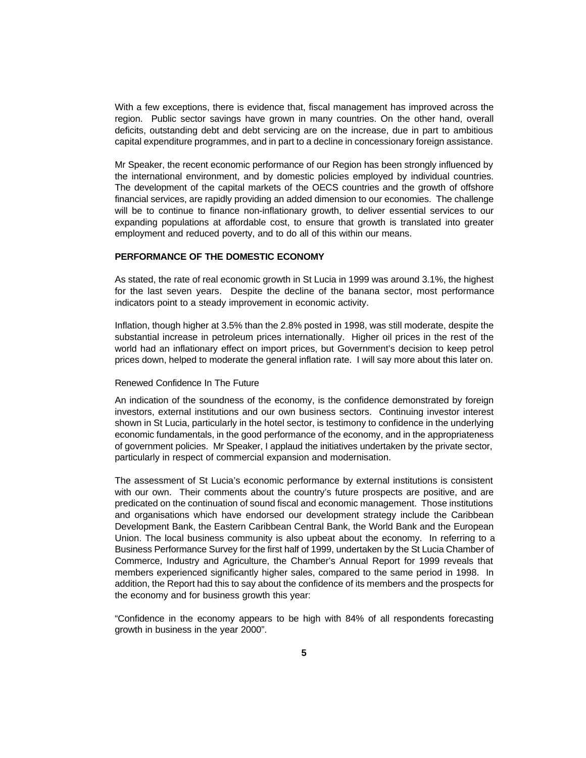With a few exceptions, there is evidence that, fiscal management has improved across the region. Public sector savings have grown in many countries. On the other hand, overall deficits, outstanding debt and debt servicing are on the increase, due in part to ambitious capital expenditure programmes, and in part to a decline in concessionary foreign assistance.

Mr Speaker, the recent economic performance of our Region has been strongly influenced by the international environment, and by domestic policies employed by individual countries. The development of the capital markets of the OECS countries and the growth of offshore financial services, are rapidly providing an added dimension to our economies. The challenge will be to continue to finance non-inflationary growth, to deliver essential services to our expanding populations at affordable cost, to ensure that growth is translated into greater employment and reduced poverty, and to do all of this within our means.

## PERFORMANCE OF THE DOMESTIC ECONOMY

As stated, the rate of real economic growth in St Lucia in 1999 was around 3.1%, the highest for the last seven years. Despite the decline of the banana sector, most performance indicators point to a steady improvement in economic activity.

Inflation, though higher at 3.5% than the 2.8% posted in 1998, was still moderate, despite the substantial increase in petroleum prices internationally. Higher oil prices in the rest of the world had an inflationary effect on import prices, but Government's decision to keep petrol prices down, helped to moderate the general inflation rate. I will say more about this later on.

### Renewed Confidence In The Future

An indication of the soundness of the economy, is the confidence demonstrated by foreign investors, external institutions and our own business sectors. Continuing investor interest shown in St Lucia, particularly in the hotel sector, is testimony to confidence in the underlying economic fundamentals, in the good performance of the economy, and in the appropriateness of government policies. Mr Speaker, I applaud the initiatives undertaken by the private sector, particularly in respect of commercial expansion and modernisation.

The assessment of St Lucia's economic performance by external institutions is consistent with our own. Their comments about the country's future prospects are positive, and are predicated on the continuation of sound fiscal and economic management. Those institutions and organisations which have endorsed our development strategy include the Caribbean Development Bank, the Eastern Caribbean Central Bank, the World Bank and the European Union. The local business community is also upbeat about the economy. In referring to a Business Performance Survey for the first half of 1999, undertaken by the St Lucia Chamber of Commerce, Industry and Agriculture, the Chamber's Annual Report for 1999 reveals that members experienced significantly higher sales, compared to the same period in 1998. In addition, the Report had this to say about the confidence of its members and the prospects for the economy and for business growth this year:

"Confidence in the economy appears to be high with 84% of all respondents forecasting growth in business in the year 2000".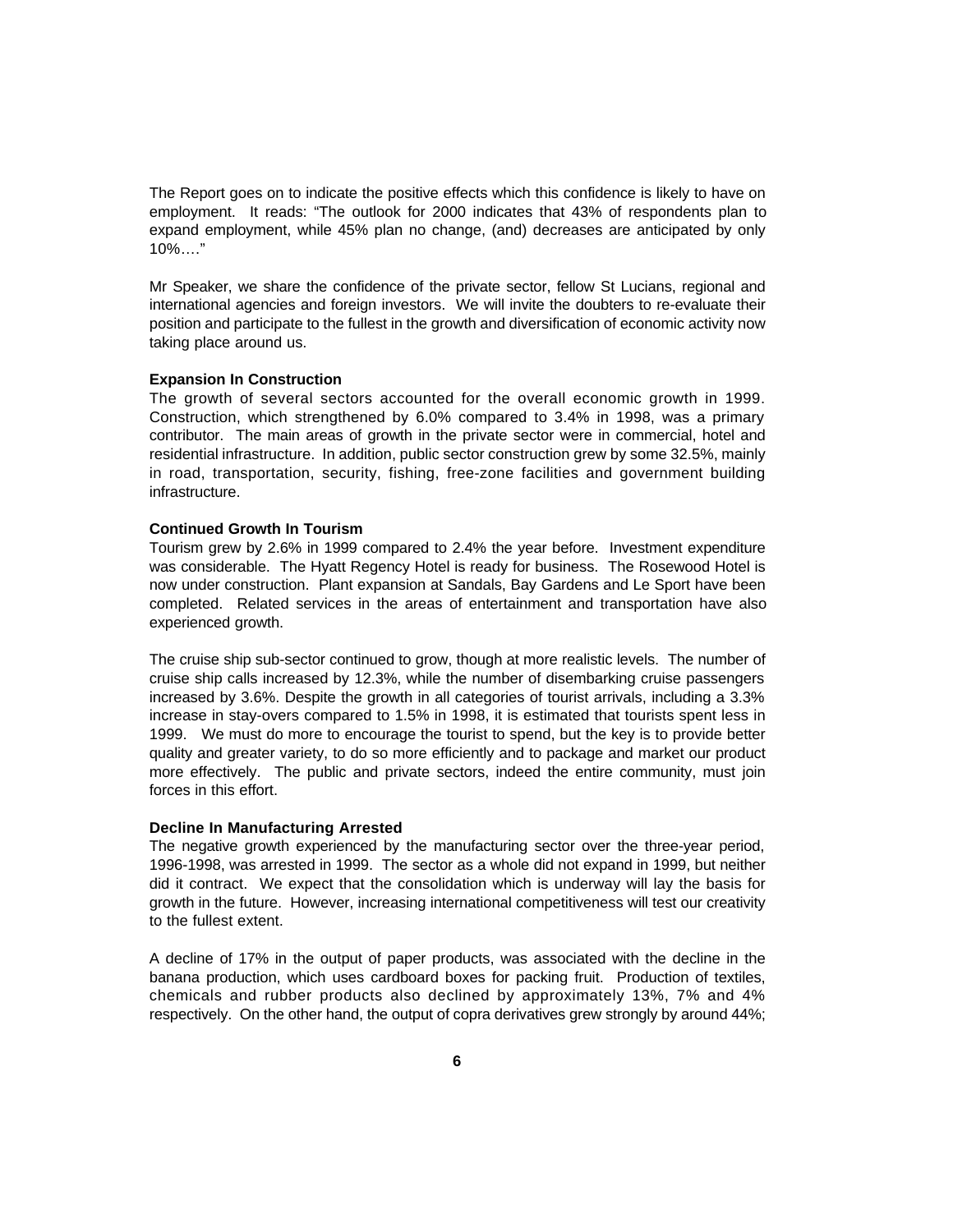The Report goes on to indicate the positive effects which this confidence is likely to have on employment. It reads: "The outlook for 2000 indicates that 43% of respondents plan to expand employment, while 45% plan no change, (and) decreases are anticipated by only 10%…."

Mr Speaker, we share the confidence of the private sector, fellow St Lucians, regional and international agencies and foreign investors. We will invite the doubters to re-evaluate their position and participate to the fullest in the growth and diversification of economic activity now taking place around us.

**Expansion In Construction**

The growth of several sectors accounted for the overall economic growth in 1999. Construction, which strengthened by 6.0% compared to 3.4% in 1998, was a primary contributor. The main areas of growth in the private sector were in commercial, hotel and residential infrastructure. In addition, public sector construction grew by some 32.5%, mainly in road, transportation, security, fishing, free-zone facilities and government building infrastructure.

**Continued Growth In Tourism**

Tourism grew by 2.6% in 1999 compared to 2.4% the year before. Investment expenditure was considerable. The Hyatt Regency Hotel is ready for business. The Rosewood Hotel is now under construction. Plant expansion at Sandals, Bay Gardens and Le Sport have been completed. Related services in the areas of entertainment and transportation have also experienced growth.

The cruise ship sub-sector continued to grow, though at more realistic levels. The number of cruise ship calls increased by 12.3%, while the number of disembarking cruise passengers increased by 3.6%. Despite the growth in all categories of tourist arrivals, including a 3.3% increase in stay-overs compared to 1.5% in 1998, it is estimated that tourists spent less in 1999. We must do more to encourage the tourist to spend, but the key is to provide better quality and greater variety, to do so more efficiently and to package and market our product more effectively. The public and private sectors, indeed the entire community, must join forces in this effort.

**Decline In Manufacturing Arrested**

The negative growth experienced by the manufacturing sector over the three-year period, 1996-1998, was arrested in 1999. The sector as a whole did not expand in 1999, but neither did it contract. We expect that the consolidation which is underway will lay the basis for growth in the future. However, increasing international competitiveness will test our creativity to the fullest extent.

A decline of 17% in the output of paper products, was associated with the decline in the banana production, which uses cardboard boxes for packing fruit. Production of textiles, chemicals and rubber products also declined by approximately 13%, 7% and 4% respectively. On the other hand, the output of copra derivatives grew strongly by around 44%;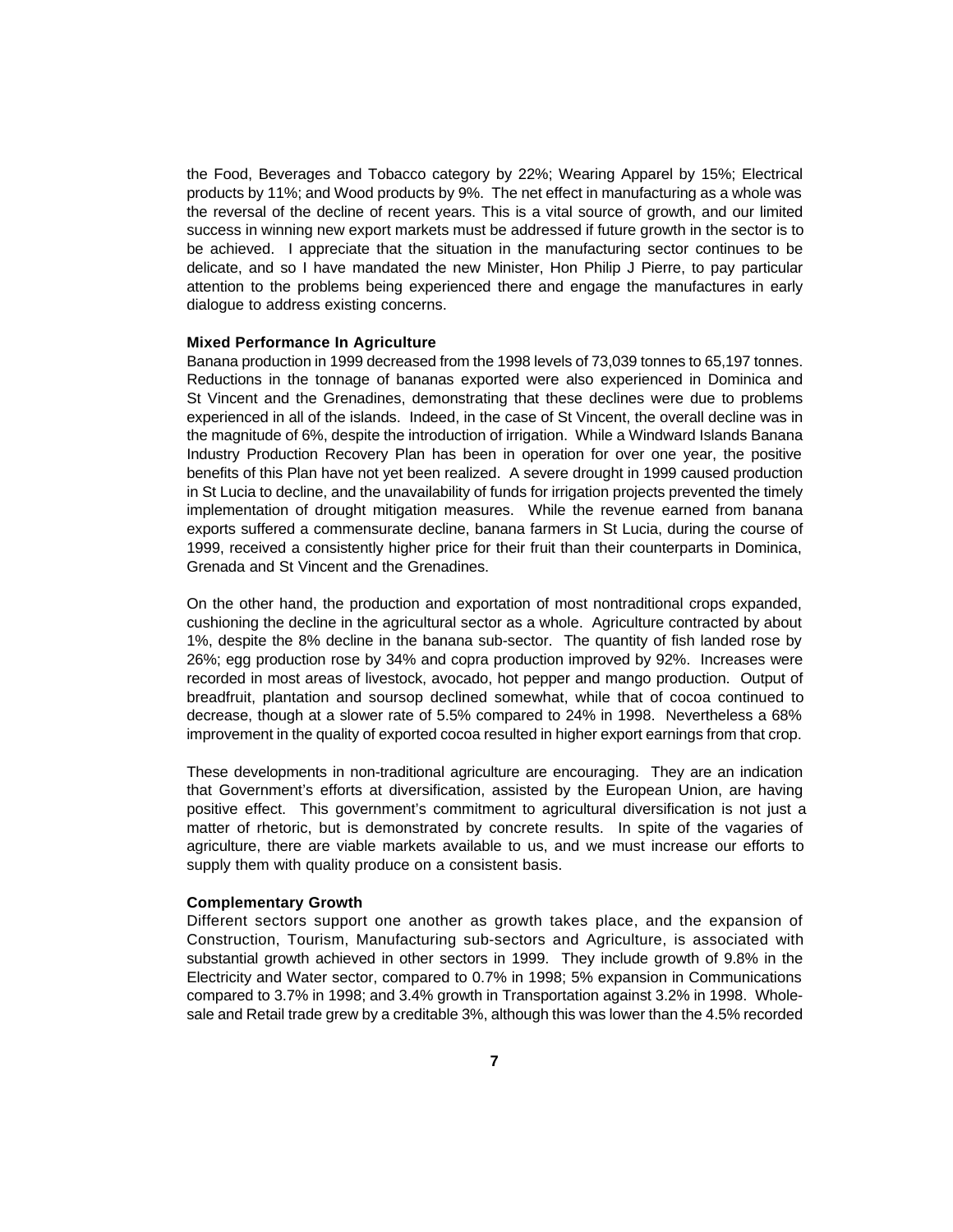the Food, Beverages and Tobacco category by 22%; Wearing Apparel by 15%; Electrical products by 11%; and Wood products by 9%. The net effect in manufacturing as a whole was the reversal of the decline of recent years. This is a vital source of growth, and our limited success in winning new export markets must be addressed if future growth in the sector is to be achieved. I appreciate that the situation in the manufacturing sector continues to be delicate, and so I have mandated the new Minister, Hon Philip J Pierre, to pay particular attention to the problems being experienced there and engage the manufactures in early dialogue to address existing concerns.

**Mixed Performance In Agriculture**

Banana production in 1999 decreased from the 1998 levels of 73,039 tonnes to 65,197 tonnes. Reductions in the tonnage of bananas exported were also experienced in Dominica and St Vincent and the Grenadines, demonstrating that these declines were due to problems experienced in all of the islands. Indeed, in the case of St Vincent, the overall decline was in the magnitude of 6%, despite the introduction of irrigation. While a Windward Islands Banana Industry Production Recovery Plan has been in operation for over one year, the positive benefits of this Plan have not yet been realized. A severe drought in 1999 caused production in St Lucia to decline, and the unavailability of funds for irrigation projects prevented the timely implementation of drought mitigation measures. While the revenue earned from banana exports suffered a commensurate decline, banana farmers in St Lucia, during the course of 1999, received a consistently higher price for their fruit than their counterparts in Dominica, Grenada and St Vincent and the Grenadines.

On the other hand, the production and exportation of most nontraditional crops expanded, cushioning the decline in the agricultural sector as a whole. Agriculture contracted by about 1%, despite the 8% decline in the banana sub-sector. The quantity of fish landed rose by 26%; egg production rose by 34% and copra production improved by 92%. Increases were recorded in most areas of livestock, avocado, hot pepper and mango production. Output of breadfruit, plantation and soursop declined somewhat, while that of cocoa continued to decrease, though at a slower rate of 5.5% compared to 24% in 1998. Nevertheless a 68% improvement in the quality of exported cocoa resulted in higher export earnings from that crop.

These developments in non-traditional agriculture are encouraging. They are an indication that Government's efforts at diversification, assisted by the European Union, are having positive effect. This government's commitment to agricultural diversification is not just a matter of rhetoric, but is demonstrated by concrete results. In spite of the vagaries of agriculture, there are viable markets available to us, and we must increase our efforts to supply them with quality produce on a consistent basis.

**Complementary Growth**

Different sectors support one another as growth takes place, and the expansion of Construction, Tourism, Manufacturing sub-sectors and Agriculture, is associated with substantial growth achieved in other sectors in 1999. They include growth of 9.8% in the Electricity and Water sector, compared to 0.7% in 1998; 5% expansion in Communications compared to 3.7% in 1998; and 3.4% growth in Transportation against 3.2% in 1998. Wholesale and Retail trade grew by a creditable 3%, although this was lower than the 4.5% recorded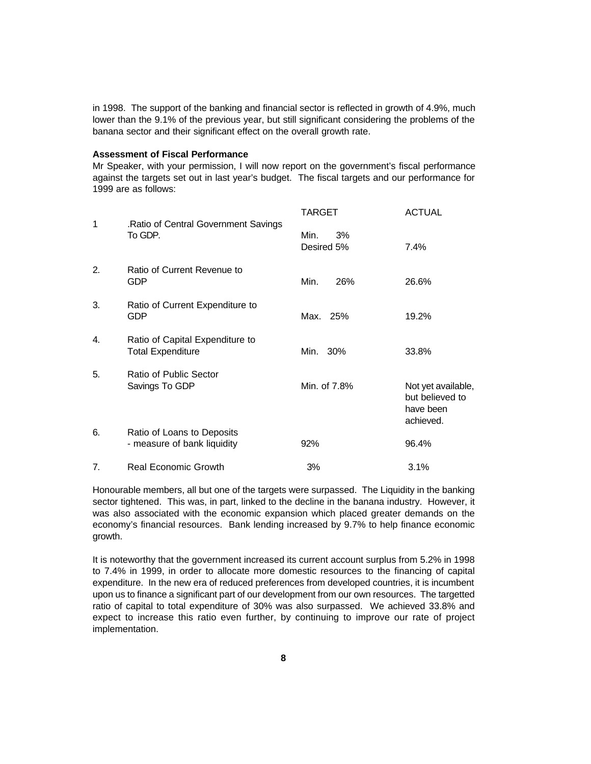in 1998. The support of the banking and financial sector is reflected in growth of 4.9%, much lower than the 9.1% of the previous year, but still significant considering the problems of the banana sector and their significant effect on the overall growth rate.

**Assessment of Fiscal Performance**

Mr Speaker, with your permission, I will now report on the government's fiscal performance against the targets set out in last year's budget. The fiscal targets and our performance for 1999 are as follows:

| | | TARGET | ACTUAL |
|---|---|---|---|
| 1 | .Ratio of Central Government Savings To GDP. | Min. 3% Desired 5% | 7.4% |
| 2. | Ratio of Current Revenue to GDP | Min. 26% | 26.6% |
| 3. | Ratio of Current Expenditure to GDP | Max. 25% | 19.2% |
| 4. | Ratio of Capital Expenditure to Total Expenditure | Min. 30% | 33.8% |
| 5. | Ratio of Public Sector Savings To GDP | Min. of 7.8% | Not yet available, but believed to have been achieved. |
| 6. | Ratio of Loans to Deposits - measure of bank liquidity | 92% | 96.4% |
| 7. | Real Economic Growth | 3% | 3.1% |

Honourable members, all but one of the targets were surpassed. The Liquidity in the banking sector tightened. This was, in part, linked to the decline in the banana industry. However, it was also associated with the economic expansion which placed greater demands on the economy's financial resources. Bank lending increased by 9.7% to help finance economic growth.

It is noteworthy that the government increased its current account surplus from 5.2% in 1998 to 7.4% in 1999, in order to allocate more domestic resources to the financing of capital expenditure. In the new era of reduced preferences from developed countries, it is incumbent upon us to finance a significant part of our development from our own resources. The targetted ratio of capital to total expenditure of 30% was also surpassed. We achieved 33.8% and expect to increase this ratio even further, by continuing to improve our rate of project implementation.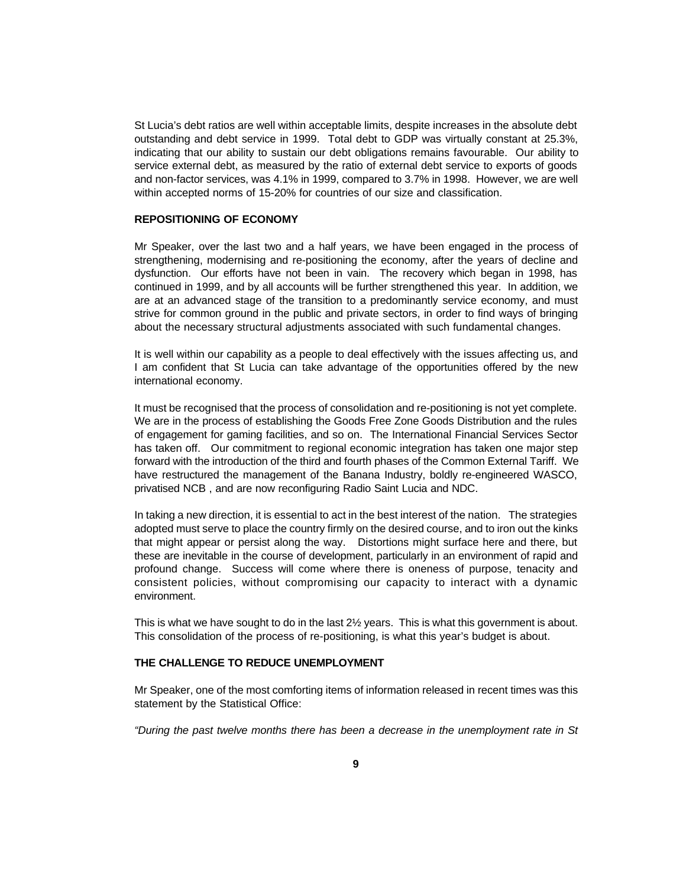St Lucia's debt ratios are well within acceptable limits, despite increases in the absolute debt outstanding and debt service in 1999. Total debt to GDP was virtually constant at 25.3%, indicating that our ability to sustain our debt obligations remains favourable. Our ability to service external debt, as measured by the ratio of external debt service to exports of goods and non-factor services, was 4.1% in 1999, compared to 3.7% in 1998. However, we are well within accepted norms of 15-20% for countries of our size and classification.

## REPOSITIONING OF ECONOMY

Mr Speaker, over the last two and a half years, we have been engaged in the process of strengthening, modernising and re-positioning the economy, after the years of decline and dysfunction. Our efforts have not been in vain. The recovery which began in 1998, has continued in 1999, and by all accounts will be further strengthened this year. In addition, we are at an advanced stage of the transition to a predominantly service economy, and must strive for common ground in the public and private sectors, in order to find ways of bringing about the necessary structural adjustments associated with such fundamental changes.

It is well within our capability as a people to deal effectively with the issues affecting us, and I am confident that St Lucia can take advantage of the opportunities offered by the new international economy.

It must be recognised that the process of consolidation and re-positioning is not yet complete. We are in the process of establishing the Goods Free Zone Goods Distribution and the rules of engagement for gaming facilities, and so on. The International Financial Services Sector has taken off. Our commitment to regional economic integration has taken one major step forward with the introduction of the third and fourth phases of the Common External Tariff. We have restructured the management of the Banana Industry, boldly re-engineered WASCO, privatised NCB , and are now reconfiguring Radio Saint Lucia and NDC.

In taking a new direction, it is essential to act in the best interest of the nation. The strategies adopted must serve to place the country firmly on the desired course, and to iron out the kinks that might appear or persist along the way. Distortions might surface here and there, but these are inevitable in the course of development, particularly in an environment of rapid and profound change. Success will come where there is oneness of purpose, tenacity and consistent policies, without compromising our capacity to interact with a dynamic environment.

This is what we have sought to do in the last 2½ years. This is what this government is about. This consolidation of the process of re-positioning, is what this year's budget is about.

## THE CHALLENGE TO REDUCE UNEMPLOYMENT

Mr Speaker, one of the most comforting items of information released in recent times was this statement by the Statistical Office:

*"During the past twelve months there has been a decrease in the unemployment rate in St*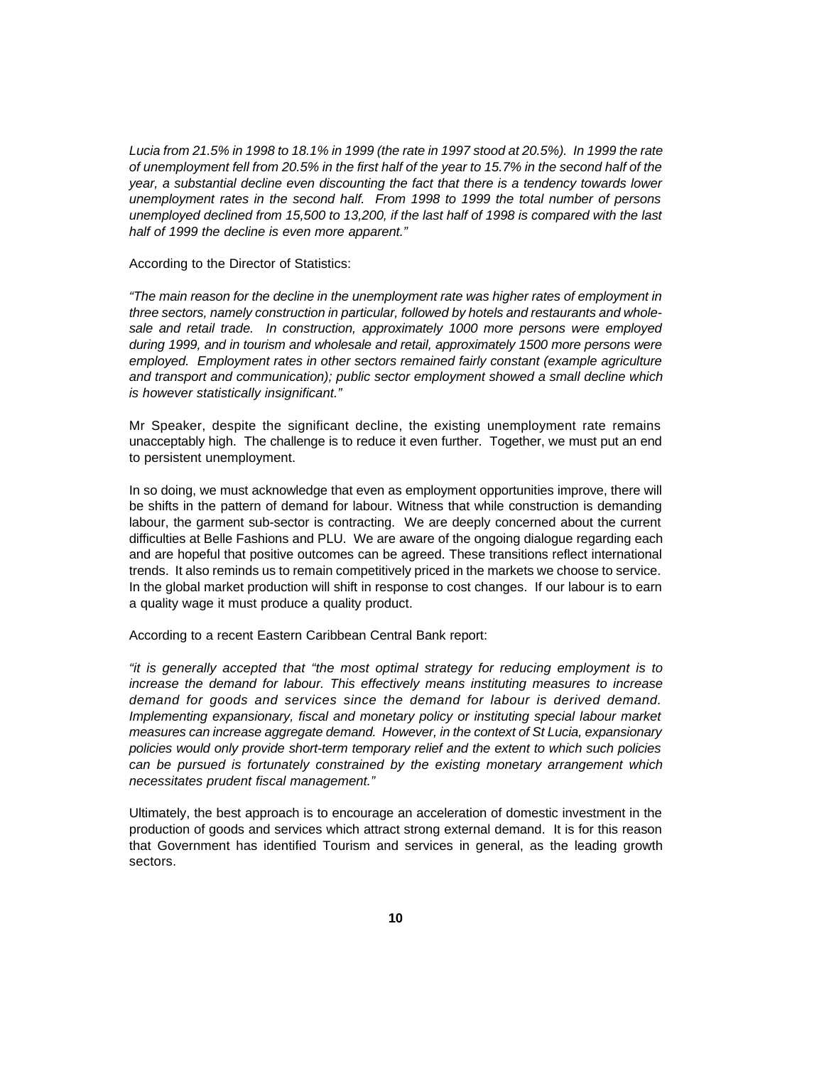*Lucia from 21.5% in 1998 to 18.1% in 1999 (the rate in 1997 stood at 20.5%). In 1999 the rate of unemployment fell from 20.5% in the first half of the year to 15.7% in the second half of the year, a substantial decline even discounting the fact that there is a tendency towards lower unemployment rates in the second half. From 1998 to 1999 the total number of persons unemployed declined from 15,500 to 13,200, if the last half of 1998 is compared with the last half of 1999 the decline is even more apparent."*

According to the Director of Statistics:

*"The main reason for the decline in the unemployment rate was higher rates of employment in three sectors, namely construction in particular, followed by hotels and restaurants and whole-sale and retail trade. In construction, approximately 1000 more persons were employed during 1999, and in tourism and wholesale and retail, approximately 1500 more persons were employed. Employment rates in other sectors remained fairly constant (example agriculture and transport and communication); public sector employment showed a small decline which is however statistically insignificant."*

Mr Speaker, despite the significant decline, the existing unemployment rate remains unacceptably high. The challenge is to reduce it even further. Together, we must put an end to persistent unemployment.

In so doing, we must acknowledge that even as employment opportunities improve, there will be shifts in the pattern of demand for labour. Witness that while construction is demanding labour, the garment sub-sector is contracting. We are deeply concerned about the current difficulties at Belle Fashions and PLU. We are aware of the ongoing dialogue regarding each and are hopeful that positive outcomes can be agreed. These transitions reflect international trends. It also reminds us to remain competitively priced in the markets we choose to service. In the global market production will shift in response to cost changes. If our labour is to earn a quality wage it must produce a quality product.

According to a recent Eastern Caribbean Central Bank report:

*"it is generally accepted that "the most optimal strategy for reducing employment is to increase the demand for labour. This effectively means instituting measures to increase demand for goods and services since the demand for labour is derived demand. Implementing expansionary, fiscal and monetary policy or instituting special labour market measures can increase aggregate demand. However, in the context of St Lucia, expansionary policies would only provide short-term temporary relief and the extent to which such policies can be pursued is fortunately constrained by the existing monetary arrangement which necessitates prudent fiscal management."*

Ultimately, the best approach is to encourage an acceleration of domestic investment in the production of goods and services which attract strong external demand. It is for this reason that Government has identified Tourism and services in general, as the leading growth sectors.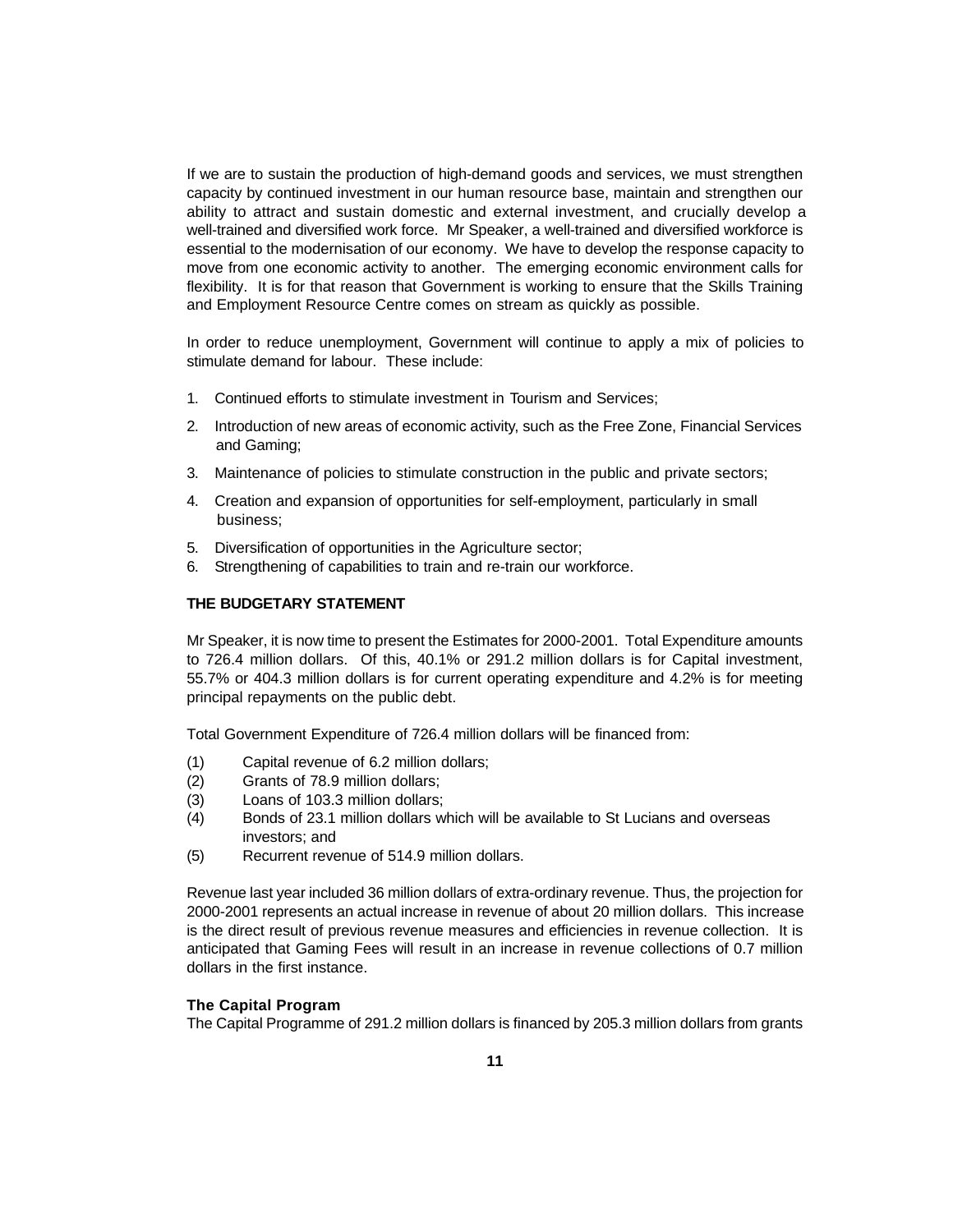If we are to sustain the production of high-demand goods and services, we must strengthen capacity by continued investment in our human resource base, maintain and strengthen our ability to attract and sustain domestic and external investment, and crucially develop a well-trained and diversified work force. Mr Speaker, a well-trained and diversified workforce is essential to the modernisation of our economy. We have to develop the response capacity to move from one economic activity to another. The emerging economic environment calls for flexibility. It is for that reason that Government is working to ensure that the Skills Training and Employment Resource Centre comes on stream as quickly as possible.

In order to reduce unemployment, Government will continue to apply a mix of policies to stimulate demand for labour. These include:

1. Continued efforts to stimulate investment in Tourism and Services;
2. Introduction of new areas of economic activity, such as the Free Zone, Financial Services and Gaming;
3. Maintenance of policies to stimulate construction in the public and private sectors;
4. Creation and expansion of opportunities for self-employment, particularly in small business;
5. Diversification of opportunities in the Agriculture sector;
6. Strengthening of capabilities to train and re-train our workforce.

## THE BUDGETARY STATEMENT

Mr Speaker, it is now time to present the Estimates for 2000-2001. Total Expenditure amounts to 726.4 million dollars. Of this, 40.1% or 291.2 million dollars is for Capital investment, 55.7% or 404.3 million dollars is for current operating expenditure and 4.2% is for meeting principal repayments on the public debt.

Total Government Expenditure of 726.4 million dollars will be financed from:

(1) Capital revenue of 6.2 million dollars;
(2) Grants of 78.9 million dollars;
(3) Loans of 103.3 million dollars;
(4) Bonds of 23.1 million dollars which will be available to St Lucians and overseas investors; and
(5) Recurrent revenue of 514.9 million dollars.

Revenue last year included 36 million dollars of extra-ordinary revenue. Thus, the projection for 2000-2001 represents an actual increase in revenue of about 20 million dollars. This increase is the direct result of previous revenue measures and efficiencies in revenue collection. It is anticipated that Gaming Fees will result in an increase in revenue collections of 0.7 million dollars in the first instance.

### The Capital Program

The Capital Programme of 291.2 million dollars is financed by 205.3 million dollars from grants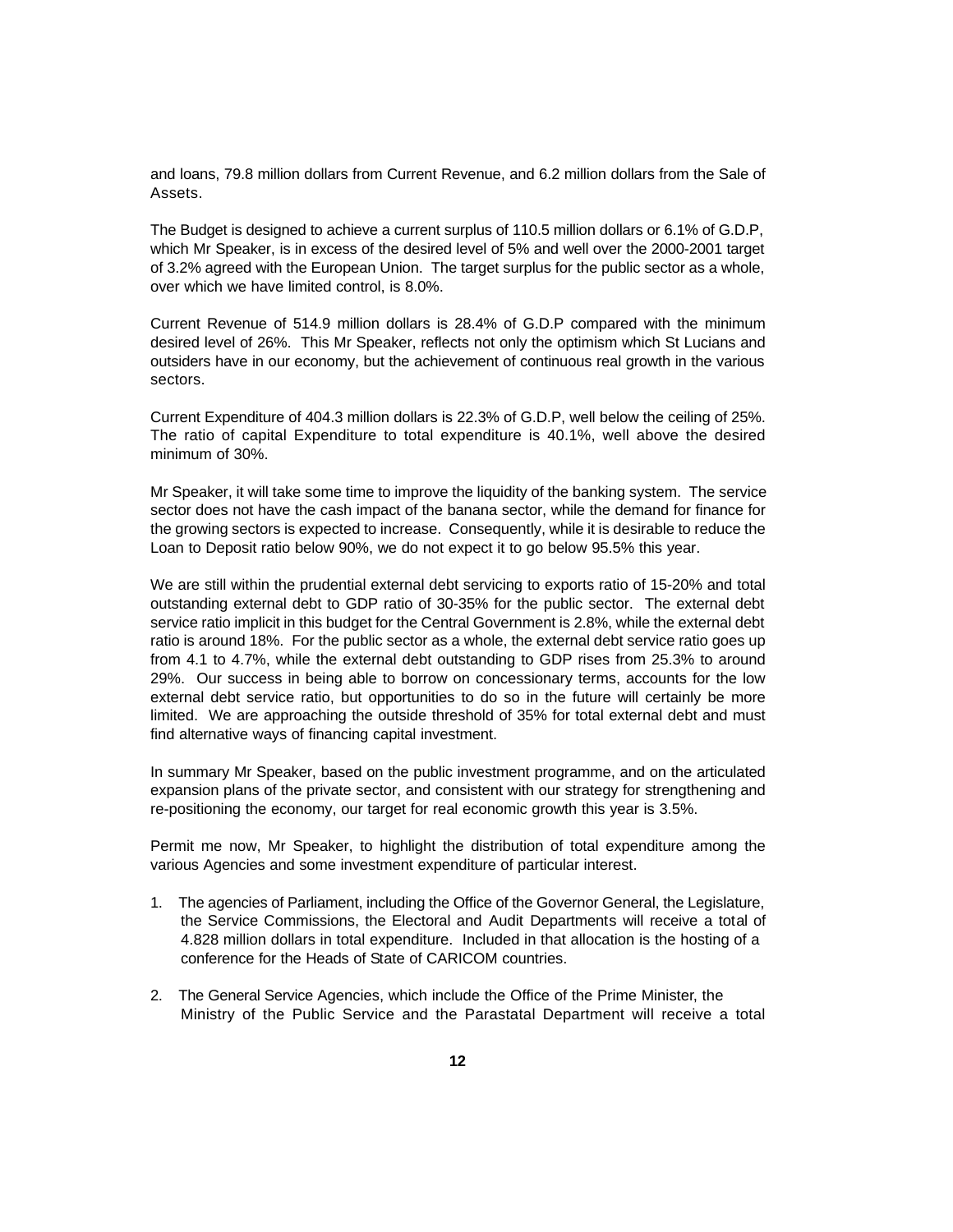and loans, 79.8 million dollars from Current Revenue, and 6.2 million dollars from the Sale of Assets.

The Budget is designed to achieve a current surplus of 110.5 million dollars or 6.1% of G.D.P, which Mr Speaker, is in excess of the desired level of 5% and well over the 2000-2001 target of 3.2% agreed with the European Union. The target surplus for the public sector as a whole, over which we have limited control, is 8.0%.

Current Revenue of 514.9 million dollars is 28.4% of G.D.P compared with the minimum desired level of 26%. This Mr Speaker, reflects not only the optimism which St Lucians and outsiders have in our economy, but the achievement of continuous real growth in the various sectors.

Current Expenditure of 404.3 million dollars is 22.3% of G.D.P, well below the ceiling of 25%. The ratio of capital Expenditure to total expenditure is 40.1%, well above the desired minimum of 30%.

Mr Speaker, it will take some time to improve the liquidity of the banking system. The service sector does not have the cash impact of the banana sector, while the demand for finance for the growing sectors is expected to increase. Consequently, while it is desirable to reduce the Loan to Deposit ratio below 90%, we do not expect it to go below 95.5% this year.

We are still within the prudential external debt servicing to exports ratio of 15-20% and total outstanding external debt to GDP ratio of 30-35% for the public sector. The external debt service ratio implicit in this budget for the Central Government is 2.8%, while the external debt ratio is around 18%. For the public sector as a whole, the external debt service ratio goes up from 4.1 to 4.7%, while the external debt outstanding to GDP rises from 25.3% to around 29%. Our success in being able to borrow on concessionary terms, accounts for the low external debt service ratio, but opportunities to do so in the future will certainly be more limited. We are approaching the outside threshold of 35% for total external debt and must find alternative ways of financing capital investment.

In summary Mr Speaker, based on the public investment programme, and on the articulated expansion plans of the private sector, and consistent with our strategy for strengthening and re-positioning the economy, our target for real economic growth this year is 3.5%.

Permit me now, Mr Speaker, to highlight the distribution of total expenditure among the various Agencies and some investment expenditure of particular interest.

1. The agencies of Parliament, including the Office of the Governor General, the Legislature, the Service Commissions, the Electoral and Audit Departments will receive a total of 4.828 million dollars in total expenditure. Included in that allocation is the hosting of a conference for the Heads of State of CARICOM countries.

2. The General Service Agencies, which include the Office of the Prime Minister, the Ministry of the Public Service and the Parastatal Department will receive a total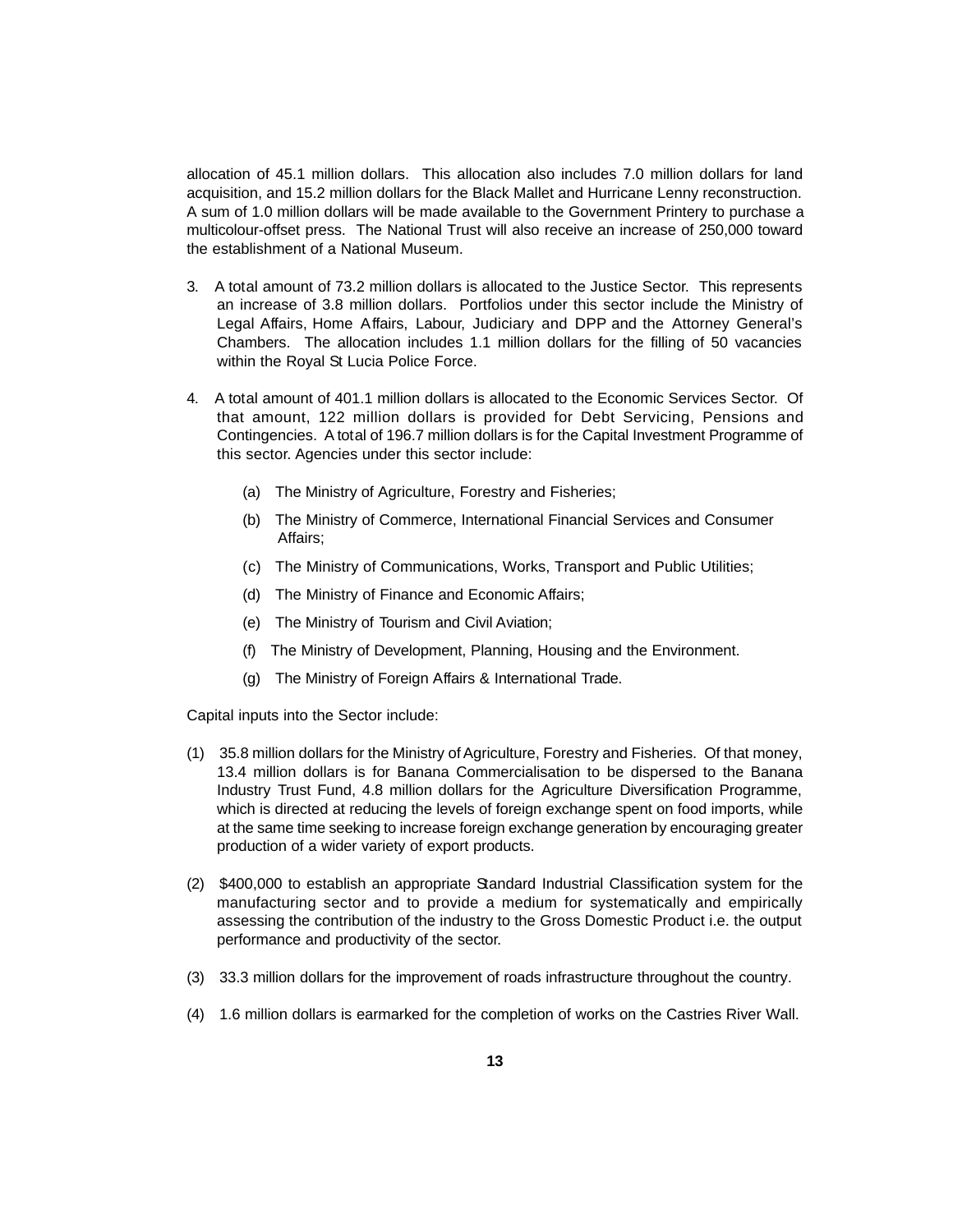allocation of 45.1 million dollars. This allocation also includes 7.0 million dollars for land acquisition, and 15.2 million dollars for the Black Mallet and Hurricane Lenny reconstruction. A sum of 1.0 million dollars will be made available to the Government Printery to purchase a multicolour-offset press. The National Trust will also receive an increase of 250,000 toward the establishment of a National Museum.

3. A total amount of 73.2 million dollars is allocated to the Justice Sector. This represents an increase of 3.8 million dollars. Portfolios under this sector include the Ministry of Legal Affairs, Home Affairs, Labour, Judiciary and DPP and the Attorney General's Chambers. The allocation includes 1.1 million dollars for the filling of 50 vacancies within the Royal St Lucia Police Force.

4. A total amount of 401.1 million dollars is allocated to the Economic Services Sector. Of that amount, 122 million dollars is provided for Debt Servicing, Pensions and Contingencies. A total of 196.7 million dollars is for the Capital Investment Programme of this sector. Agencies under this sector include:

   (a) The Ministry of Agriculture, Forestry and Fisheries;

   (b) The Ministry of Commerce, International Financial Services and Consumer Affairs;

   (c) The Ministry of Communications, Works, Transport and Public Utilities;

   (d) The Ministry of Finance and Economic Affairs;

   (e) The Ministry of Tourism and Civil Aviation;

   (f) The Ministry of Development, Planning, Housing and the Environment.

   (g) The Ministry of Foreign Affairs & International Trade.

Capital inputs into the Sector include:

(1) 35.8 million dollars for the Ministry of Agriculture, Forestry and Fisheries. Of that money, 13.4 million dollars is for Banana Commercialisation to be dispersed to the Banana Industry Trust Fund, 4.8 million dollars for the Agriculture Diversification Programme, which is directed at reducing the levels of foreign exchange spent on food imports, while at the same time seeking to increase foreign exchange generation by encouraging greater production of a wider variety of export products.

(2) $400,000 to establish an appropriate Standard Industrial Classification system for the manufacturing sector and to provide a medium for systematically and empirically assessing the contribution of the industry to the Gross Domestic Product i.e. the output performance and productivity of the sector.

(3) 33.3 million dollars for the improvement of roads infrastructure throughout the country.

(4) 1.6 million dollars is earmarked for the completion of works on the Castries River Wall.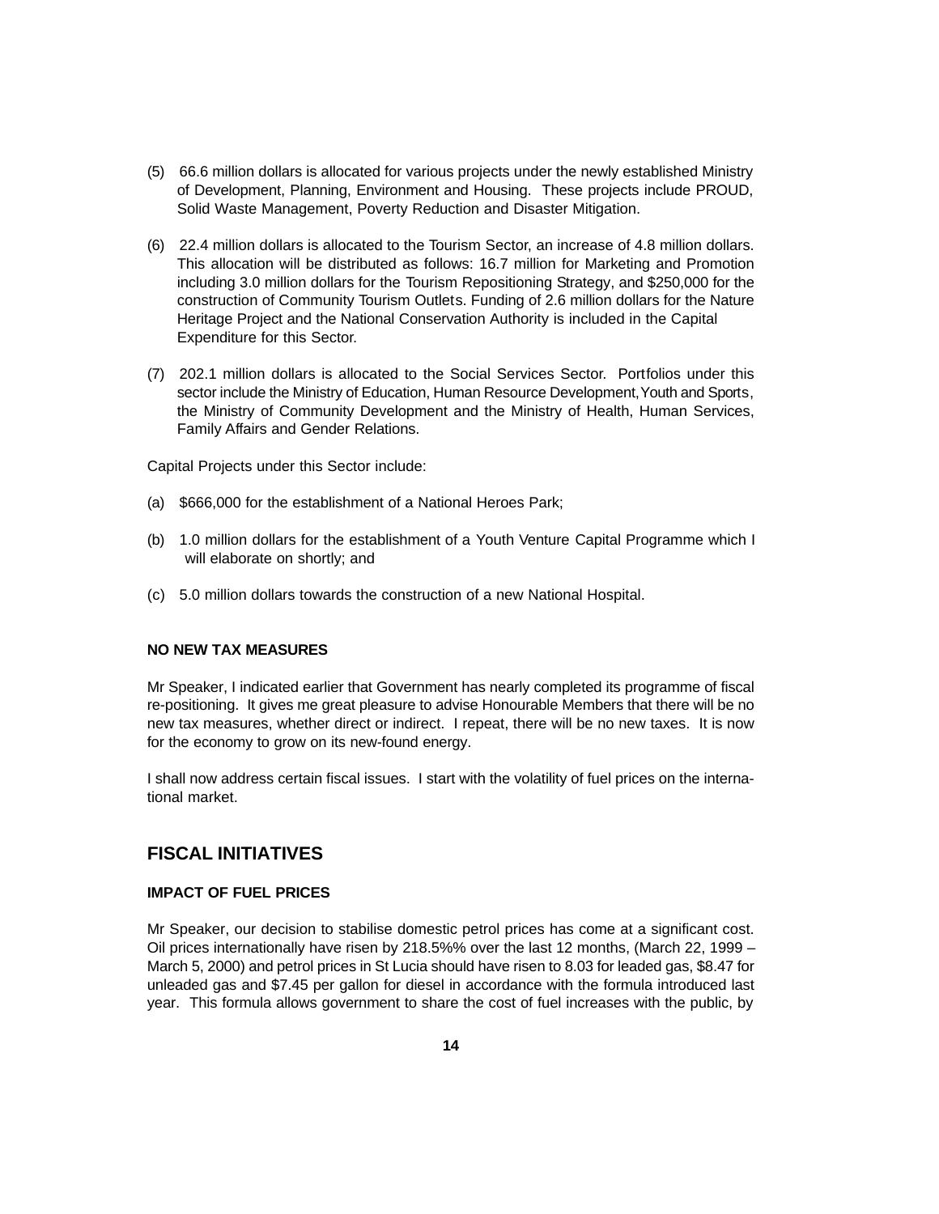(5) 66.6 million dollars is allocated for various projects under the newly established Ministry of Development, Planning, Environment and Housing. These projects include PROUD, Solid Waste Management, Poverty Reduction and Disaster Mitigation.

(6) 22.4 million dollars is allocated to the Tourism Sector, an increase of 4.8 million dollars. This allocation will be distributed as follows: 16.7 million for Marketing and Promotion including 3.0 million dollars for the Tourism Repositioning Strategy, and $250,000 for the construction of Community Tourism Outlets. Funding of 2.6 million dollars for the Nature Heritage Project and the National Conservation Authority is included in the Capital Expenditure for this Sector.

(7) 202.1 million dollars is allocated to the Social Services Sector. Portfolios under this sector include the Ministry of Education, Human Resource Development, Youth and Sports, the Ministry of Community Development and the Ministry of Health, Human Services, Family Affairs and Gender Relations.

Capital Projects under this Sector include:

(a) $666,000 for the establishment of a National Heroes Park;

(b) 1.0 million dollars for the establishment of a Youth Venture Capital Programme which I will elaborate on shortly; and

(c) 5.0 million dollars towards the construction of a new National Hospital.

#### NO NEW TAX MEASURES

Mr Speaker, I indicated earlier that Government has nearly completed its programme of fiscal re-positioning. It gives me great pleasure to advise Honourable Members that there will be no new tax measures, whether direct or indirect. I repeat, there will be no new taxes. It is now for the economy to grow on its new-found energy.

I shall now address certain fiscal issues. I start with the volatility of fuel prices on the international market.

## FISCAL INITIATIVES

#### IMPACT OF FUEL PRICES

Mr Speaker, our decision to stabilise domestic petrol prices has come at a significant cost. Oil prices internationally have risen by 218.5%% over the last 12 months, (March 22, 1999 – March 5, 2000) and petrol prices in St Lucia should have risen to 8.03 for leaded gas, $8.47 for unleaded gas and $7.45 per gallon for diesel in accordance with the formula introduced last year. This formula allows government to share the cost of fuel increases with the public, by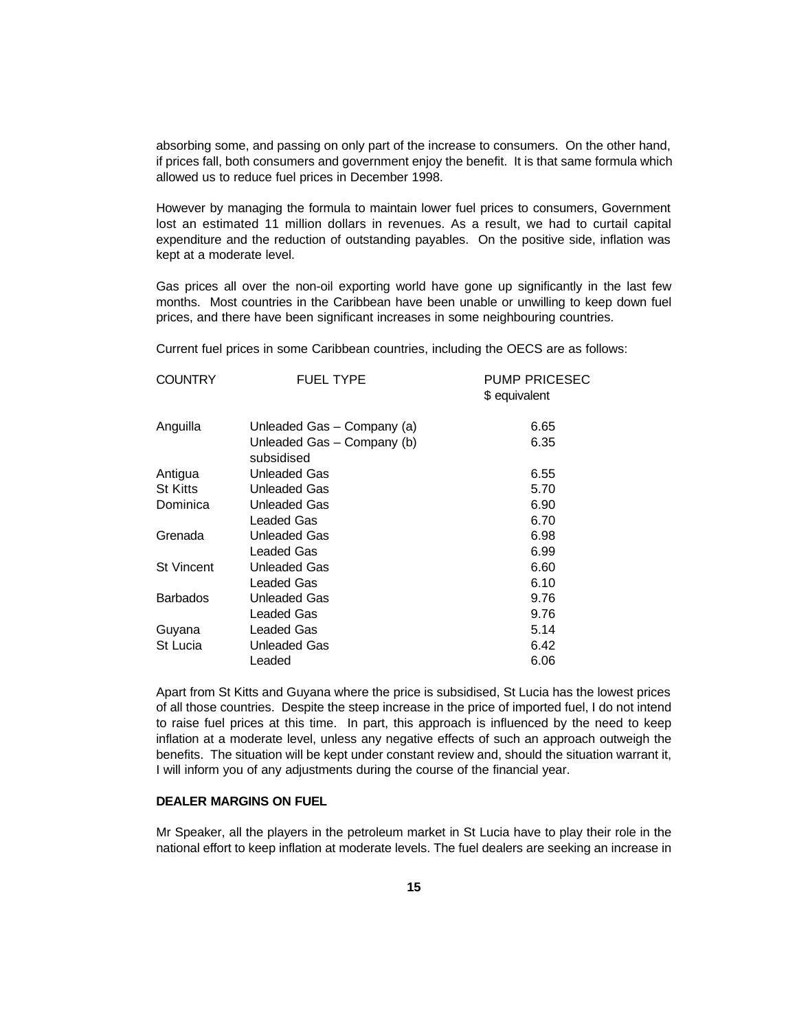absorbing some, and passing on only part of the increase to consumers. On the other hand, if prices fall, both consumers and government enjoy the benefit. It is that same formula which allowed us to reduce fuel prices in December 1998.

However by managing the formula to maintain lower fuel prices to consumers, Government lost an estimated 11 million dollars in revenues. As a result, we had to curtail capital expenditure and the reduction of outstanding payables. On the positive side, inflation was kept at a moderate level.

Gas prices all over the non-oil exporting world have gone up significantly in the last few months. Most countries in the Caribbean have been unable or unwilling to keep down fuel prices, and there have been significant increases in some neighbouring countries.

Current fuel prices in some Caribbean countries, including the OECS are as follows:

| COUNTRY | FUEL TYPE | PUMP PRICESEC<br>$ equivalent |
|---|---|---|
| Anguilla | Unleaded Gas – Company (a) | 6.65 |
| | Unleaded Gas – Company (b) subsidised | 6.35 |
| Antigua | Unleaded Gas | 6.55 |
| St Kitts | Unleaded Gas | 5.70 |
| Dominica | Unleaded Gas | 6.90 |
| | Leaded Gas | 6.70 |
| Grenada | Unleaded Gas | 6.98 |
| | Leaded Gas | 6.99 |
| St Vincent | Unleaded Gas | 6.60 |
| | Leaded Gas | 6.10 |
| Barbados | Unleaded Gas | 9.76 |
| | Leaded Gas | 9.76 |
| Guyana | Leaded Gas | 5.14 |
| St Lucia | Unleaded Gas | 6.42 |
| | Leaded | 6.06 |

Apart from St Kitts and Guyana where the price is subsidised, St Lucia has the lowest prices of all those countries. Despite the steep increase in the price of imported fuel, I do not intend to raise fuel prices at this time. In part, this approach is influenced by the need to keep inflation at a moderate level, unless any negative effects of such an approach outweigh the benefits. The situation will be kept under constant review and, should the situation warrant it, I will inform you of any adjustments during the course of the financial year.

**DEALER MARGINS ON FUEL**

Mr Speaker, all the players in the petroleum market in St Lucia have to play their role in the national effort to keep inflation at moderate levels. The fuel dealers are seeking an increase in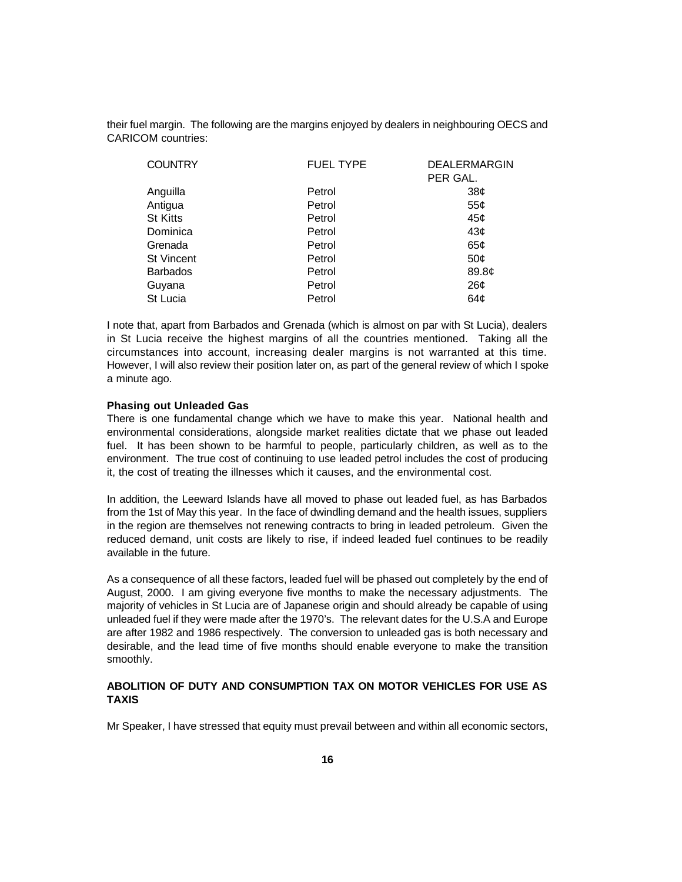their fuel margin. The following are the margins enjoyed by dealers in neighbouring OECS and CARICOM countries:

| COUNTRY | FUEL TYPE | DEALERMARGIN PER GAL. |
|---|---|---|
| Anguilla | Petrol | 38¢ |
| Antigua | Petrol | 55¢ |
| St Kitts | Petrol | 45¢ |
| Dominica | Petrol | 43¢ |
| Grenada | Petrol | 65¢ |
| St Vincent | Petrol | 50¢ |
| Barbados | Petrol | 89.8¢ |
| Guyana | Petrol | 26¢ |
| St Lucia | Petrol | 64¢ |

I note that, apart from Barbados and Grenada (which is almost on par with St Lucia), dealers in St Lucia receive the highest margins of all the countries mentioned. Taking all the circumstances into account, increasing dealer margins is not warranted at this time. However, I will also review their position later on, as part of the general review of which I spoke a minute ago.

**Phasing out Unleaded Gas**

There is one fundamental change which we have to make this year. National health and environmental considerations, alongside market realities dictate that we phase out leaded fuel. It has been shown to be harmful to people, particularly children, as well as to the environment. The true cost of continuing to use leaded petrol includes the cost of producing it, the cost of treating the illnesses which it causes, and the environmental cost.

In addition, the Leeward Islands have all moved to phase out leaded fuel, as has Barbados from the 1st of May this year. In the face of dwindling demand and the health issues, suppliers in the region are themselves not renewing contracts to bring in leaded petroleum. Given the reduced demand, unit costs are likely to rise, if indeed leaded fuel continues to be readily available in the future.

As a consequence of all these factors, leaded fuel will be phased out completely by the end of August, 2000. I am giving everyone five months to make the necessary adjustments. The majority of vehicles in St Lucia are of Japanese origin and should already be capable of using unleaded fuel if they were made after the 1970's. The relevant dates for the U.S.A and Europe are after 1982 and 1986 respectively. The conversion to unleaded gas is both necessary and desirable, and the lead time of five months should enable everyone to make the transition smoothly.

**ABOLITION OF DUTY AND CONSUMPTION TAX ON MOTOR VEHICLES FOR USE AS TAXIS**

Mr Speaker, I have stressed that equity must prevail between and within all economic sectors,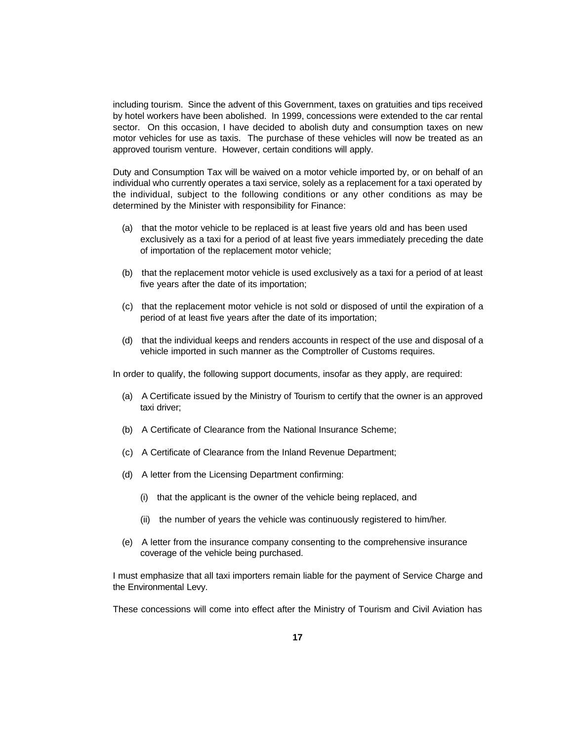including tourism. Since the advent of this Government, taxes on gratuities and tips received by hotel workers have been abolished. In 1999, concessions were extended to the car rental sector. On this occasion, I have decided to abolish duty and consumption taxes on new motor vehicles for use as taxis. The purchase of these vehicles will now be treated as an approved tourism venture. However, certain conditions will apply.

Duty and Consumption Tax will be waived on a motor vehicle imported by, or on behalf of an individual who currently operates a taxi service, solely as a replacement for a taxi operated by the individual, subject to the following conditions or any other conditions as may be determined by the Minister with responsibility for Finance:

(a) that the motor vehicle to be replaced is at least five years old and has been used exclusively as a taxi for a period of at least five years immediately preceding the date of importation of the replacement motor vehicle;

(b) that the replacement motor vehicle is used exclusively as a taxi for a period of at least five years after the date of its importation;

(c) that the replacement motor vehicle is not sold or disposed of until the expiration of a period of at least five years after the date of its importation;

(d) that the individual keeps and renders accounts in respect of the use and disposal of a vehicle imported in such manner as the Comptroller of Customs requires.

In order to qualify, the following support documents, insofar as they apply, are required:

(a) A Certificate issued by the Ministry of Tourism to certify that the owner is an approved taxi driver;

(b) A Certificate of Clearance from the National Insurance Scheme;

(c) A Certificate of Clearance from the Inland Revenue Department;

(d) A letter from the Licensing Department confirming:

 (i) that the applicant is the owner of the vehicle being replaced, and

 (ii) the number of years the vehicle was continuously registered to him/her.

(e) A letter from the insurance company consenting to the comprehensive insurance coverage of the vehicle being purchased.

I must emphasize that all taxi importers remain liable for the payment of Service Charge and the Environmental Levy.

These concessions will come into effect after the Ministry of Tourism and Civil Aviation has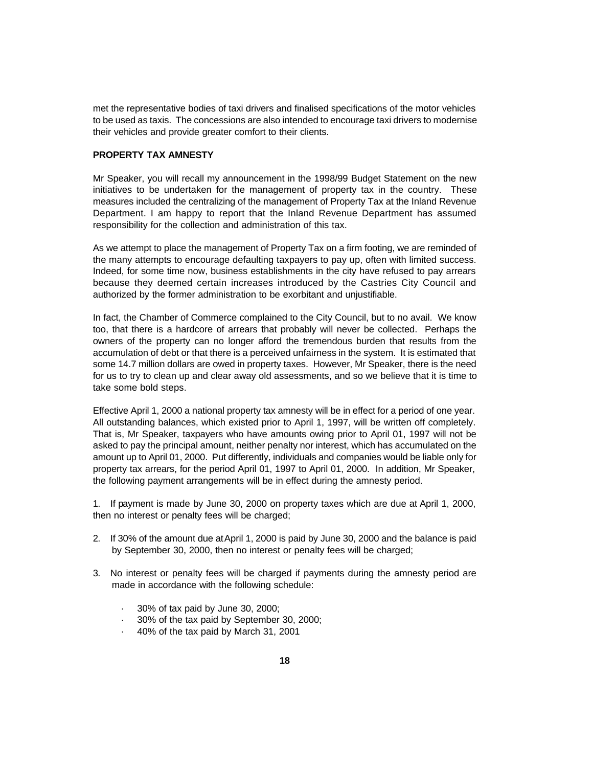met the representative bodies of taxi drivers and finalised specifications of the motor vehicles to be used as taxis. The concessions are also intended to encourage taxi drivers to modernise their vehicles and provide greater comfort to their clients.

**PROPERTY TAX AMNESTY**

Mr Speaker, you will recall my announcement in the 1998/99 Budget Statement on the new initiatives to be undertaken for the management of property tax in the country. These measures included the centralizing of the management of Property Tax at the Inland Revenue Department. I am happy to report that the Inland Revenue Department has assumed responsibility for the collection and administration of this tax.

As we attempt to place the management of Property Tax on a firm footing, we are reminded of the many attempts to encourage defaulting taxpayers to pay up, often with limited success. Indeed, for some time now, business establishments in the city have refused to pay arrears because they deemed certain increases introduced by the Castries City Council and authorized by the former administration to be exorbitant and unjustifiable.

In fact, the Chamber of Commerce complained to the City Council, but to no avail. We know too, that there is a hardcore of arrears that probably will never be collected. Perhaps the owners of the property can no longer afford the tremendous burden that results from the accumulation of debt or that there is a perceived unfairness in the system. It is estimated that some 14.7 million dollars are owed in property taxes. However, Mr Speaker, there is the need for us to try to clean up and clear away old assessments, and so we believe that it is time to take some bold steps.

Effective April 1, 2000 a national property tax amnesty will be in effect for a period of one year. All outstanding balances, which existed prior to April 1, 1997, will be written off completely. That is, Mr Speaker, taxpayers who have amounts owing prior to April 01, 1997 will not be asked to pay the principal amount, neither penalty nor interest, which has accumulated on the amount up to April 01, 2000. Put differently, individuals and companies would be liable only for property tax arrears, for the period April 01, 1997 to April 01, 2000. In addition, Mr Speaker, the following payment arrangements will be in effect during the amnesty period.

1. If payment is made by June 30, 2000 on property taxes which are due at April 1, 2000, then no interest or penalty fees will be charged;

2. If 30% of the amount due at April 1, 2000 is paid by June 30, 2000 and the balance is paid by September 30, 2000, then no interest or penalty fees will be charged;

3. No interest or penalty fees will be charged if payments during the amnesty period are made in accordance with the following schedule:
   - 30% of tax paid by June 30, 2000;
   - 30% of the tax paid by September 30, 2000;
   - 40% of the tax paid by March 31, 2001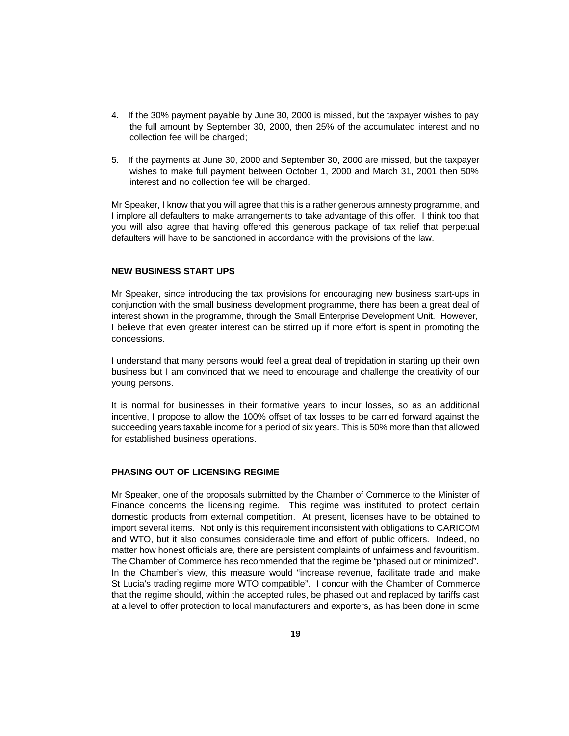4. If the 30% payment payable by June 30, 2000 is missed, but the taxpayer wishes to pay the full amount by September 30, 2000, then 25% of the accumulated interest and no collection fee will be charged;

5. If the payments at June 30, 2000 and September 30, 2000 are missed, but the taxpayer wishes to make full payment between October 1, 2000 and March 31, 2001 then 50% interest and no collection fee will be charged.

Mr Speaker, I know that you will agree that this is a rather generous amnesty programme, and I implore all defaulters to make arrangements to take advantage of this offer. I think too that you will also agree that having offered this generous package of tax relief that perpetual defaulters will have to be sanctioned in accordance with the provisions of the law.

**NEW BUSINESS START UPS**

Mr Speaker, since introducing the tax provisions for encouraging new business start-ups in conjunction with the small business development programme, there has been a great deal of interest shown in the programme, through the Small Enterprise Development Unit. However, I believe that even greater interest can be stirred up if more effort is spent in promoting the concessions.

I understand that many persons would feel a great deal of trepidation in starting up their own business but I am convinced that we need to encourage and challenge the creativity of our young persons.

It is normal for businesses in their formative years to incur losses, so as an additional incentive, I propose to allow the 100% offset of tax losses to be carried forward against the succeeding years taxable income for a period of six years. This is 50% more than that allowed for established business operations.

**PHASING OUT OF LICENSING REGIME**

Mr Speaker, one of the proposals submitted by the Chamber of Commerce to the Minister of Finance concerns the licensing regime. This regime was instituted to protect certain domestic products from external competition. At present, licenses have to be obtained to import several items. Not only is this requirement inconsistent with obligations to CARICOM and WTO, but it also consumes considerable time and effort of public officers. Indeed, no matter how honest officials are, there are persistent complaints of unfairness and favouritism. The Chamber of Commerce has recommended that the regime be "phased out or minimized". In the Chamber's view, this measure would "increase revenue, facilitate trade and make St Lucia's trading regime more WTO compatible". I concur with the Chamber of Commerce that the regime should, within the accepted rules, be phased out and replaced by tariffs cast at a level to offer protection to local manufacturers and exporters, as has been done in some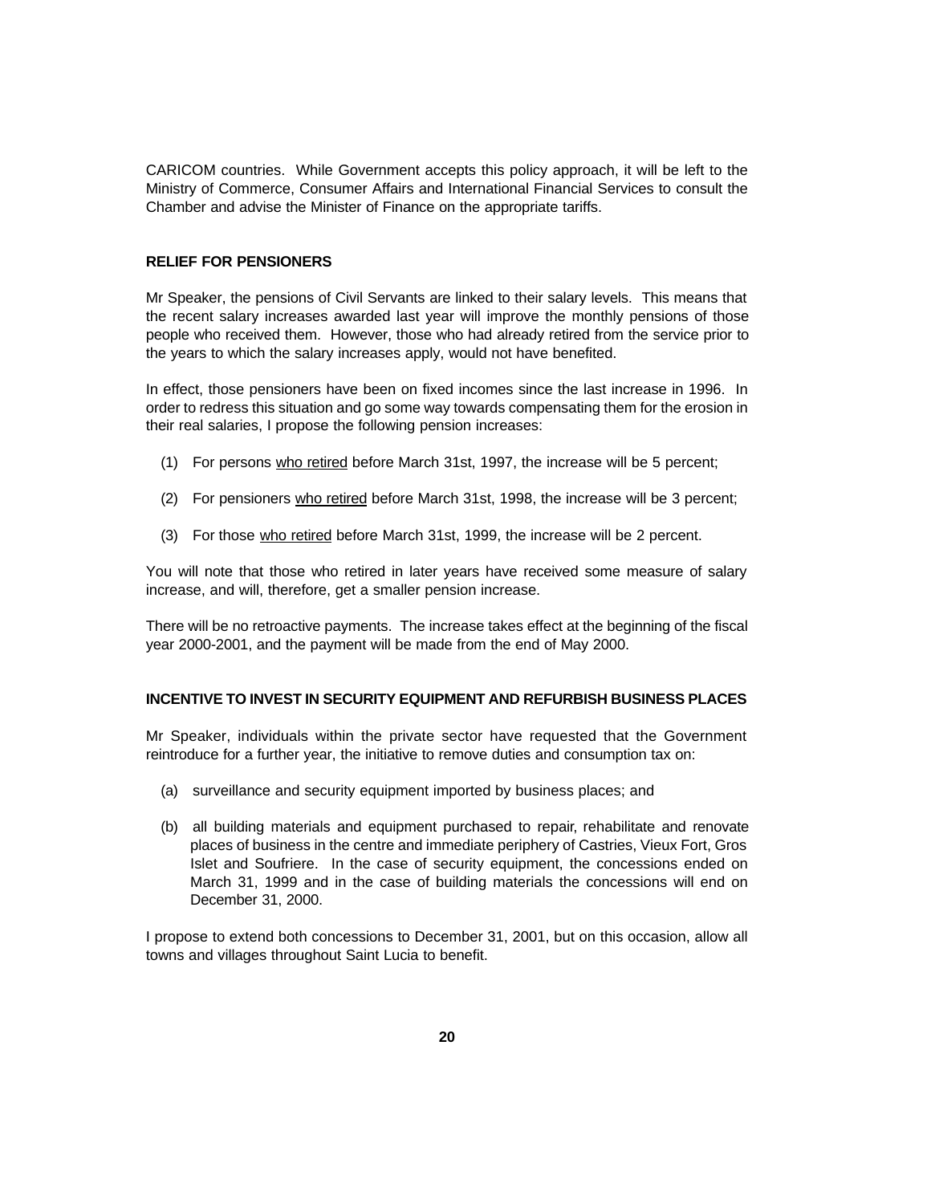CARICOM countries. While Government accepts this policy approach, it will be left to the Ministry of Commerce, Consumer Affairs and International Financial Services to consult the Chamber and advise the Minister of Finance on the appropriate tariffs.

**RELIEF FOR PENSIONERS**

Mr Speaker, the pensions of Civil Servants are linked to their salary levels. This means that the recent salary increases awarded last year will improve the monthly pensions of those people who received them. However, those who had already retired from the service prior to the years to which the salary increases apply, would not have benefited.

In effect, those pensioners have been on fixed incomes since the last increase in 1996. In order to redress this situation and go some way towards compensating them for the erosion in their real salaries, I propose the following pension increases:

(1) For persons <u>who retired</u> before March 31st, 1997, the increase will be 5 percent;

(2) For pensioners <u>who retired</u> before March 31st, 1998, the increase will be 3 percent;

(3) For those <u>who retired</u> before March 31st, 1999, the increase will be 2 percent.

You will note that those who retired in later years have received some measure of salary increase, and will, therefore, get a smaller pension increase.

There will be no retroactive payments. The increase takes effect at the beginning of the fiscal year 2000-2001, and the payment will be made from the end of May 2000.

**INCENTIVE TO INVEST IN SECURITY EQUIPMENT AND REFURBISH BUSINESS PLACES**

Mr Speaker, individuals within the private sector have requested that the Government reintroduce for a further year, the initiative to remove duties and consumption tax on:

(a) surveillance and security equipment imported by business places; and

(b) all building materials and equipment purchased to repair, rehabilitate and renovate places of business in the centre and immediate periphery of Castries, Vieux Fort, Gros Islet and Soufriere. In the case of security equipment, the concessions ended on March 31, 1999 and in the case of building materials the concessions will end on December 31, 2000.

I propose to extend both concessions to December 31, 2001, but on this occasion, allow all towns and villages throughout Saint Lucia to benefit.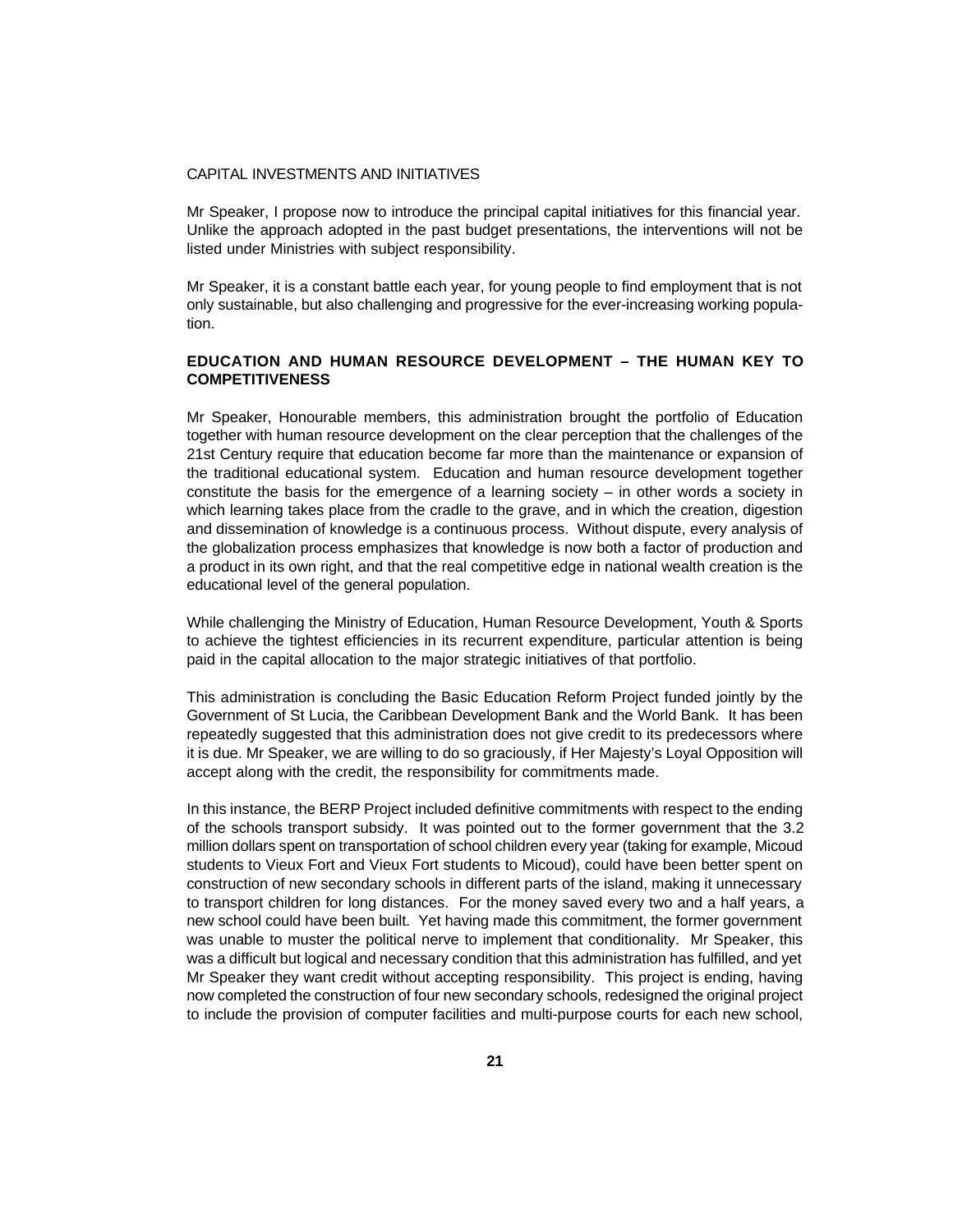CAPITAL INVESTMENTS AND INITIATIVES

Mr Speaker, I propose now to introduce the principal capital initiatives for this financial year. Unlike the approach adopted in the past budget presentations, the interventions will not be listed under Ministries with subject responsibility.

Mr Speaker, it is a constant battle each year, for young people to find employment that is not only sustainable, but also challenging and progressive for the ever-increasing working population.

**EDUCATION AND HUMAN RESOURCE DEVELOPMENT – THE HUMAN KEY TO COMPETITIVENESS**

Mr Speaker, Honourable members, this administration brought the portfolio of Education together with human resource development on the clear perception that the challenges of the 21st Century require that education become far more than the maintenance or expansion of the traditional educational system. Education and human resource development together constitute the basis for the emergence of a learning society – in other words a society in which learning takes place from the cradle to the grave, and in which the creation, digestion and dissemination of knowledge is a continuous process. Without dispute, every analysis of the globalization process emphasizes that knowledge is now both a factor of production and a product in its own right, and that the real competitive edge in national wealth creation is the educational level of the general population.

While challenging the Ministry of Education, Human Resource Development, Youth & Sports to achieve the tightest efficiencies in its recurrent expenditure, particular attention is being paid in the capital allocation to the major strategic initiatives of that portfolio.

This administration is concluding the Basic Education Reform Project funded jointly by the Government of St Lucia, the Caribbean Development Bank and the World Bank. It has been repeatedly suggested that this administration does not give credit to its predecessors where it is due. Mr Speaker, we are willing to do so graciously, if Her Majesty's Loyal Opposition will accept along with the credit, the responsibility for commitments made.

In this instance, the BERP Project included definitive commitments with respect to the ending of the schools transport subsidy. It was pointed out to the former government that the 3.2 million dollars spent on transportation of school children every year (taking for example, Micoud students to Vieux Fort and Vieux Fort students to Micoud), could have been better spent on construction of new secondary schools in different parts of the island, making it unnecessary to transport children for long distances. For the money saved every two and a half years, a new school could have been built. Yet having made this commitment, the former government was unable to muster the political nerve to implement that conditionality. Mr Speaker, this was a difficult but logical and necessary condition that this administration has fulfilled, and yet Mr Speaker they want credit without accepting responsibility. This project is ending, having now completed the construction of four new secondary schools, redesigned the original project to include the provision of computer facilities and multi-purpose courts for each new school,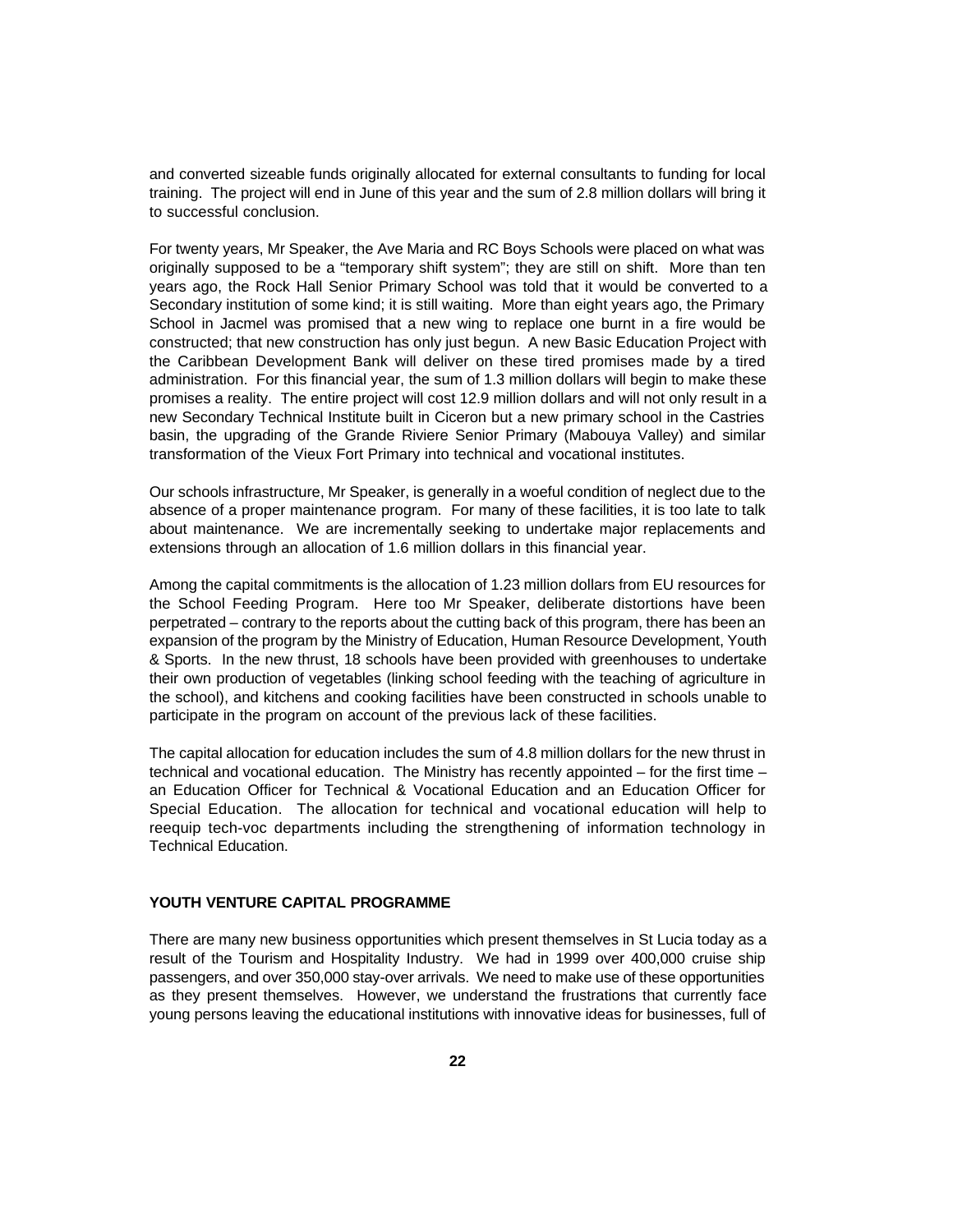and converted sizeable funds originally allocated for external consultants to funding for local training. The project will end in June of this year and the sum of 2.8 million dollars will bring it to successful conclusion.

For twenty years, Mr Speaker, the Ave Maria and RC Boys Schools were placed on what was originally supposed to be a "temporary shift system"; they are still on shift. More than ten years ago, the Rock Hall Senior Primary School was told that it would be converted to a Secondary institution of some kind; it is still waiting. More than eight years ago, the Primary School in Jacmel was promised that a new wing to replace one burnt in a fire would be constructed; that new construction has only just begun. A new Basic Education Project with the Caribbean Development Bank will deliver on these tired promises made by a tired administration. For this financial year, the sum of 1.3 million dollars will begin to make these promises a reality. The entire project will cost 12.9 million dollars and will not only result in a new Secondary Technical Institute built in Ciceron but a new primary school in the Castries basin, the upgrading of the Grande Riviere Senior Primary (Mabouya Valley) and similar transformation of the Vieux Fort Primary into technical and vocational institutes.

Our schools infrastructure, Mr Speaker, is generally in a woeful condition of neglect due to the absence of a proper maintenance program. For many of these facilities, it is too late to talk about maintenance. We are incrementally seeking to undertake major replacements and extensions through an allocation of 1.6 million dollars in this financial year.

Among the capital commitments is the allocation of 1.23 million dollars from EU resources for the School Feeding Program. Here too Mr Speaker, deliberate distortions have been perpetrated – contrary to the reports about the cutting back of this program, there has been an expansion of the program by the Ministry of Education, Human Resource Development, Youth & Sports. In the new thrust, 18 schools have been provided with greenhouses to undertake their own production of vegetables (linking school feeding with the teaching of agriculture in the school), and kitchens and cooking facilities have been constructed in schools unable to participate in the program on account of the previous lack of these facilities.

The capital allocation for education includes the sum of 4.8 million dollars for the new thrust in technical and vocational education. The Ministry has recently appointed – for the first time – an Education Officer for Technical & Vocational Education and an Education Officer for Special Education. The allocation for technical and vocational education will help to reequip tech-voc departments including the strengthening of information technology in Technical Education.

**YOUTH VENTURE CAPITAL PROGRAMME**

There are many new business opportunities which present themselves in St Lucia today as a result of the Tourism and Hospitality Industry. We had in 1999 over 400,000 cruise ship passengers, and over 350,000 stay-over arrivals. We need to make use of these opportunities as they present themselves. However, we understand the frustrations that currently face young persons leaving the educational institutions with innovative ideas for businesses, full of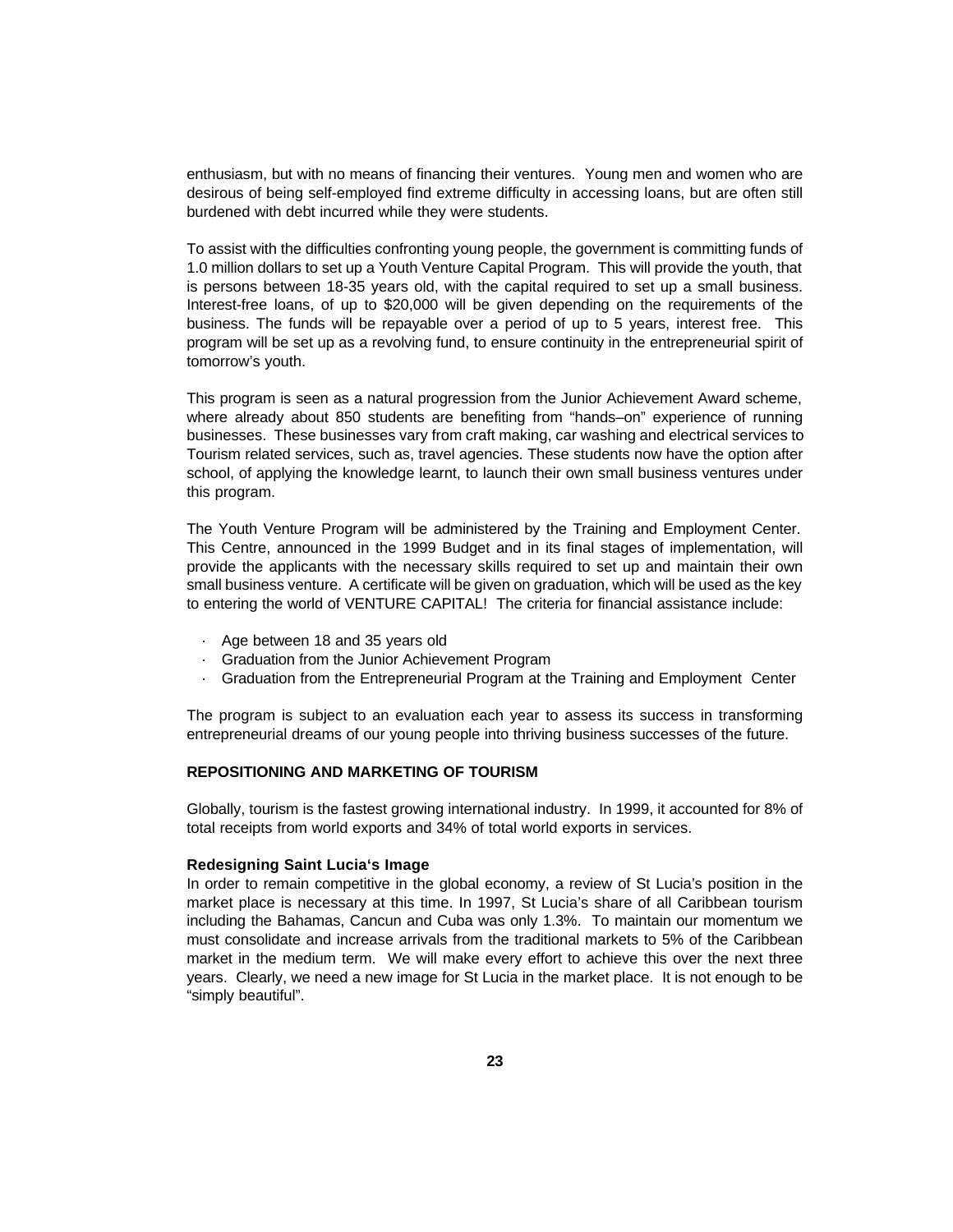enthusiasm, but with no means of financing their ventures. Young men and women who are desirous of being self-employed find extreme difficulty in accessing loans, but are often still burdened with debt incurred while they were students.

To assist with the difficulties confronting young people, the government is committing funds of 1.0 million dollars to set up a Youth Venture Capital Program. This will provide the youth, that is persons between 18-35 years old, with the capital required to set up a small business. Interest-free loans, of up to $20,000 will be given depending on the requirements of the business. The funds will be repayable over a period of up to 5 years, interest free. This program will be set up as a revolving fund, to ensure continuity in the entrepreneurial spirit of tomorrow's youth.

This program is seen as a natural progression from the Junior Achievement Award scheme, where already about 850 students are benefiting from "hands–on" experience of running businesses. These businesses vary from craft making, car washing and electrical services to Tourism related services, such as, travel agencies. These students now have the option after school, of applying the knowledge learnt, to launch their own small business ventures under this program.

The Youth Venture Program will be administered by the Training and Employment Center. This Centre, announced in the 1999 Budget and in its final stages of implementation, will provide the applicants with the necessary skills required to set up and maintain their own small business venture. A certificate will be given on graduation, which will be used as the key to entering the world of VENTURE CAPITAL! The criteria for financial assistance include:

- Age between 18 and 35 years old
- Graduation from the Junior Achievement Program
- Graduation from the Entrepreneurial Program at the Training and Employment Center

The program is subject to an evaluation each year to assess its success in transforming entrepreneurial dreams of our young people into thriving business successes of the future.

## REPOSITIONING AND MARKETING OF TOURISM

Globally, tourism is the fastest growing international industry. In 1999, it accounted for 8% of total receipts from world exports and 34% of total world exports in services.

### Redesigning Saint Lucia's Image

In order to remain competitive in the global economy, a review of St Lucia's position in the market place is necessary at this time. In 1997, St Lucia's share of all Caribbean tourism including the Bahamas, Cancun and Cuba was only 1.3%. To maintain our momentum we must consolidate and increase arrivals from the traditional markets to 5% of the Caribbean market in the medium term. We will make every effort to achieve this over the next three years. Clearly, we need a new image for St Lucia in the market place. It is not enough to be "simply beautiful".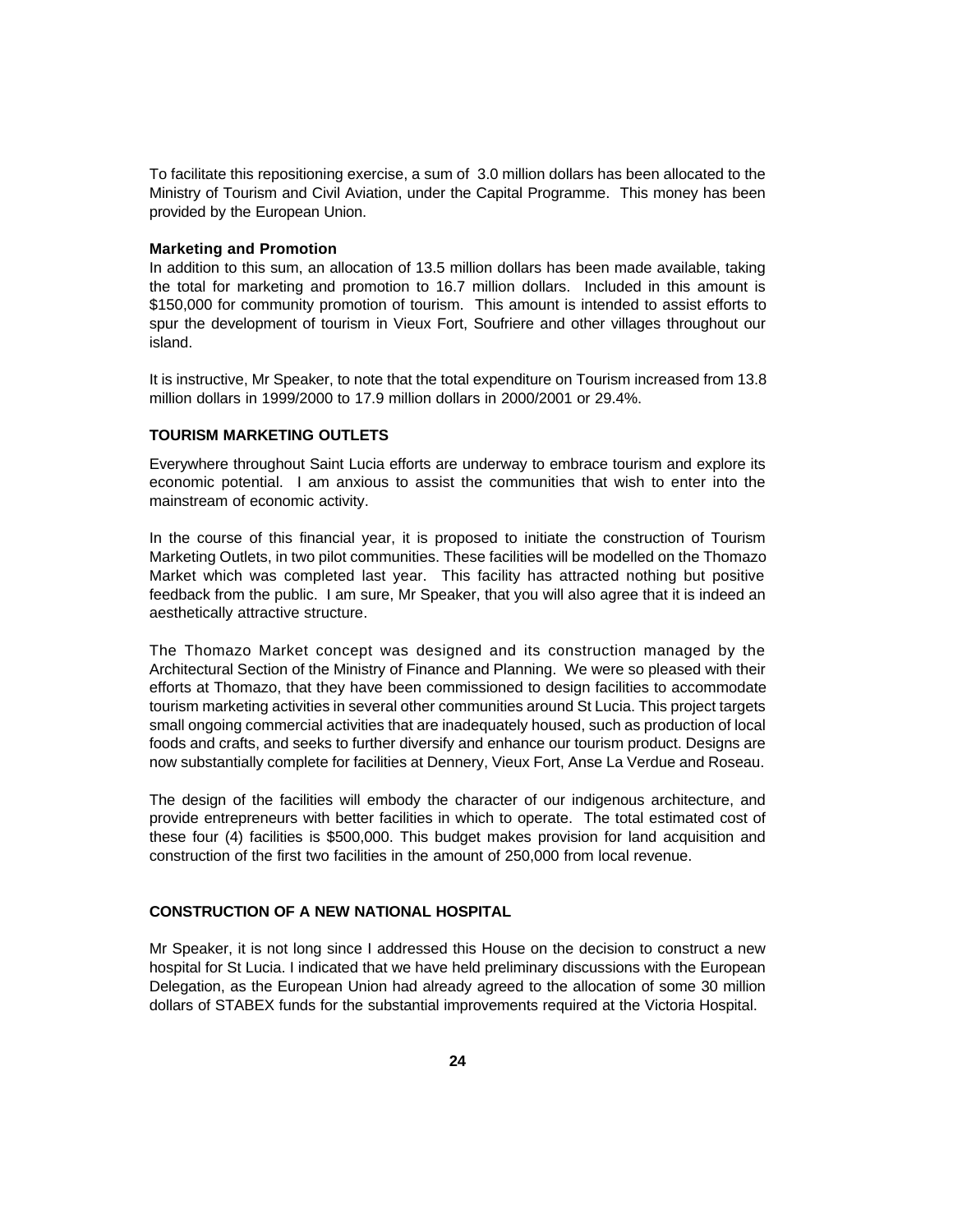To facilitate this repositioning exercise, a sum of 3.0 million dollars has been allocated to the Ministry of Tourism and Civil Aviation, under the Capital Programme. This money has been provided by the European Union.

**Marketing and Promotion**

In addition to this sum, an allocation of 13.5 million dollars has been made available, taking the total for marketing and promotion to 16.7 million dollars. Included in this amount is $150,000 for community promotion of tourism. This amount is intended to assist efforts to spur the development of tourism in Vieux Fort, Soufriere and other villages throughout our island.

It is instructive, Mr Speaker, to note that the total expenditure on Tourism increased from 13.8 million dollars in 1999/2000 to 17.9 million dollars in 2000/2001 or 29.4%.

**TOURISM MARKETING OUTLETS**

Everywhere throughout Saint Lucia efforts are underway to embrace tourism and explore its economic potential. I am anxious to assist the communities that wish to enter into the mainstream of economic activity.

In the course of this financial year, it is proposed to initiate the construction of Tourism Marketing Outlets, in two pilot communities. These facilities will be modelled on the Thomazo Market which was completed last year. This facility has attracted nothing but positive feedback from the public. I am sure, Mr Speaker, that you will also agree that it is indeed an aesthetically attractive structure.

The Thomazo Market concept was designed and its construction managed by the Architectural Section of the Ministry of Finance and Planning. We were so pleased with their efforts at Thomazo, that they have been commissioned to design facilities to accommodate tourism marketing activities in several other communities around St Lucia. This project targets small ongoing commercial activities that are inadequately housed, such as production of local foods and crafts, and seeks to further diversify and enhance our tourism product. Designs are now substantially complete for facilities at Dennery, Vieux Fort, Anse La Verdue and Roseau.

The design of the facilities will embody the character of our indigenous architecture, and provide entrepreneurs with better facilities in which to operate. The total estimated cost of these four (4) facilities is $500,000. This budget makes provision for land acquisition and construction of the first two facilities in the amount of 250,000 from local revenue.

**CONSTRUCTION OF A NEW NATIONAL HOSPITAL**

Mr Speaker, it is not long since I addressed this House on the decision to construct a new hospital for St Lucia. I indicated that we have held preliminary discussions with the European Delegation, as the European Union had already agreed to the allocation of some 30 million dollars of STABEX funds for the substantial improvements required at the Victoria Hospital.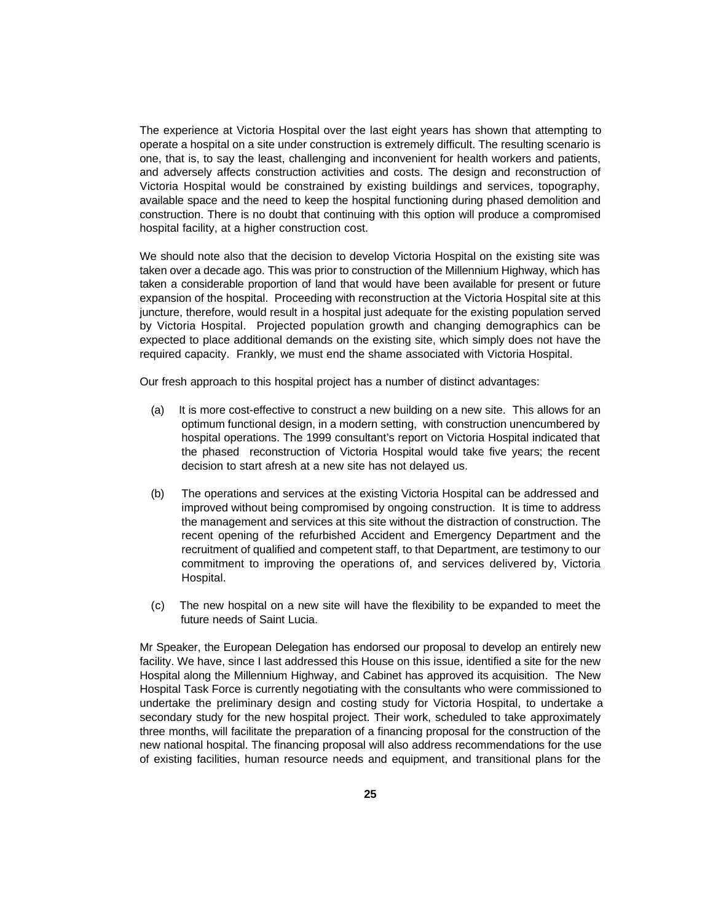The experience at Victoria Hospital over the last eight years has shown that attempting to operate a hospital on a site under construction is extremely difficult. The resulting scenario is one, that is, to say the least, challenging and inconvenient for health workers and patients, and adversely affects construction activities and costs. The design and reconstruction of Victoria Hospital would be constrained by existing buildings and services, topography, available space and the need to keep the hospital functioning during phased demolition and construction. There is no doubt that continuing with this option will produce a compromised hospital facility, at a higher construction cost.

We should note also that the decision to develop Victoria Hospital on the existing site was taken over a decade ago. This was prior to construction of the Millennium Highway, which has taken a considerable proportion of land that would have been available for present or future expansion of the hospital. Proceeding with reconstruction at the Victoria Hospital site at this juncture, therefore, would result in a hospital just adequate for the existing population served by Victoria Hospital. Projected population growth and changing demographics can be expected to place additional demands on the existing site, which simply does not have the required capacity. Frankly, we must end the shame associated with Victoria Hospital.

Our fresh approach to this hospital project has a number of distinct advantages:

(a) It is more cost-effective to construct a new building on a new site. This allows for an optimum functional design, in a modern setting, with construction unencumbered by hospital operations. The 1999 consultant's report on Victoria Hospital indicated that the phased reconstruction of Victoria Hospital would take five years; the recent decision to start afresh at a new site has not delayed us.

(b) The operations and services at the existing Victoria Hospital can be addressed and improved without being compromised by ongoing construction. It is time to address the management and services at this site without the distraction of construction. The recent opening of the refurbished Accident and Emergency Department and the recruitment of qualified and competent staff, to that Department, are testimony to our commitment to improving the operations of, and services delivered by, Victoria Hospital.

(c) The new hospital on a new site will have the flexibility to be expanded to meet the future needs of Saint Lucia.

Mr Speaker, the European Delegation has endorsed our proposal to develop an entirely new facility. We have, since I last addressed this House on this issue, identified a site for the new Hospital along the Millennium Highway, and Cabinet has approved its acquisition. The New Hospital Task Force is currently negotiating with the consultants who were commissioned to undertake the preliminary design and costing study for Victoria Hospital, to undertake a secondary study for the new hospital project. Their work, scheduled to take approximately three months, will facilitate the preparation of a financing proposal for the construction of the new national hospital. The financing proposal will also address recommendations for the use of existing facilities, human resource needs and equipment, and transitional plans for the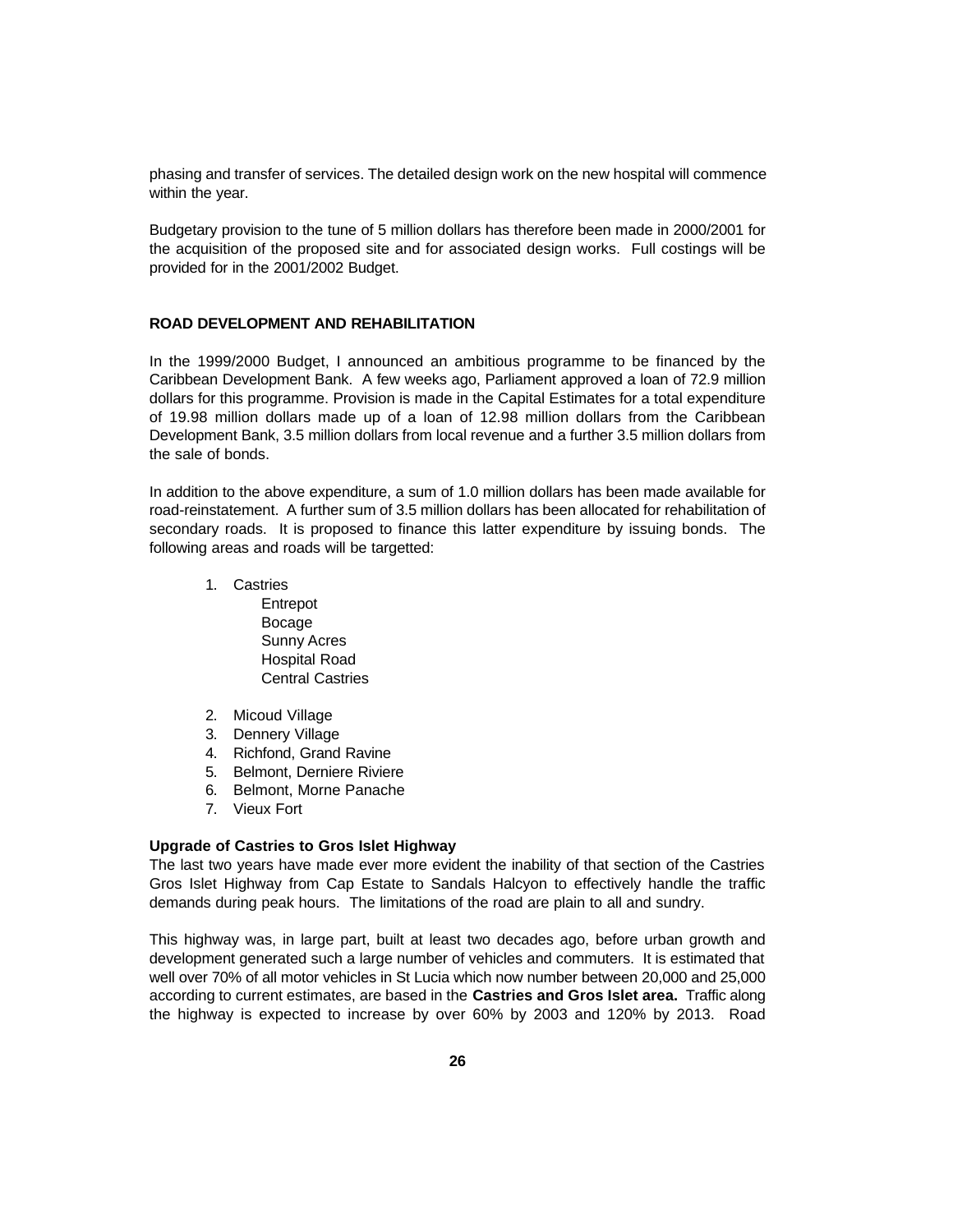phasing and transfer of services. The detailed design work on the new hospital will commence within the year.

Budgetary provision to the tune of 5 million dollars has therefore been made in 2000/2001 for the acquisition of the proposed site and for associated design works. Full costings will be provided for in the 2001/2002 Budget.

## ROAD DEVELOPMENT AND REHABILITATION

In the 1999/2000 Budget, I announced an ambitious programme to be financed by the Caribbean Development Bank. A few weeks ago, Parliament approved a loan of 72.9 million dollars for this programme. Provision is made in the Capital Estimates for a total expenditure of 19.98 million dollars made up of a loan of 12.98 million dollars from the Caribbean Development Bank, 3.5 million dollars from local revenue and a further 3.5 million dollars from the sale of bonds.

In addition to the above expenditure, a sum of 1.0 million dollars has been made available for road-reinstatement. A further sum of 3.5 million dollars has been allocated for rehabilitation of secondary roads. It is proposed to finance this latter expenditure by issuing bonds. The following areas and roads will be targetted:

1. Castries
    - Entrepot
    - Bocage
    - Sunny Acres
    - Hospital Road
    - Central Castries
2. Micoud Village
3. Dennery Village
4. Richfond, Grand Ravine
5. Belmont, Derniere Riviere
6. Belmont, Morne Panache
7. Vieux Fort

### Upgrade of Castries to Gros Islet Highway

The last two years have made ever more evident the inability of that section of the Castries Gros Islet Highway from Cap Estate to Sandals Halcyon to effectively handle the traffic demands during peak hours. The limitations of the road are plain to all and sundry.

This highway was, in large part, built at least two decades ago, before urban growth and development generated such a large number of vehicles and commuters. It is estimated that well over 70% of all motor vehicles in St Lucia which now number between 20,000 and 25,000 according to current estimates, are based in the **Castries and Gros Islet area.** Traffic along the highway is expected to increase by over 60% by 2003 and 120% by 2013. Road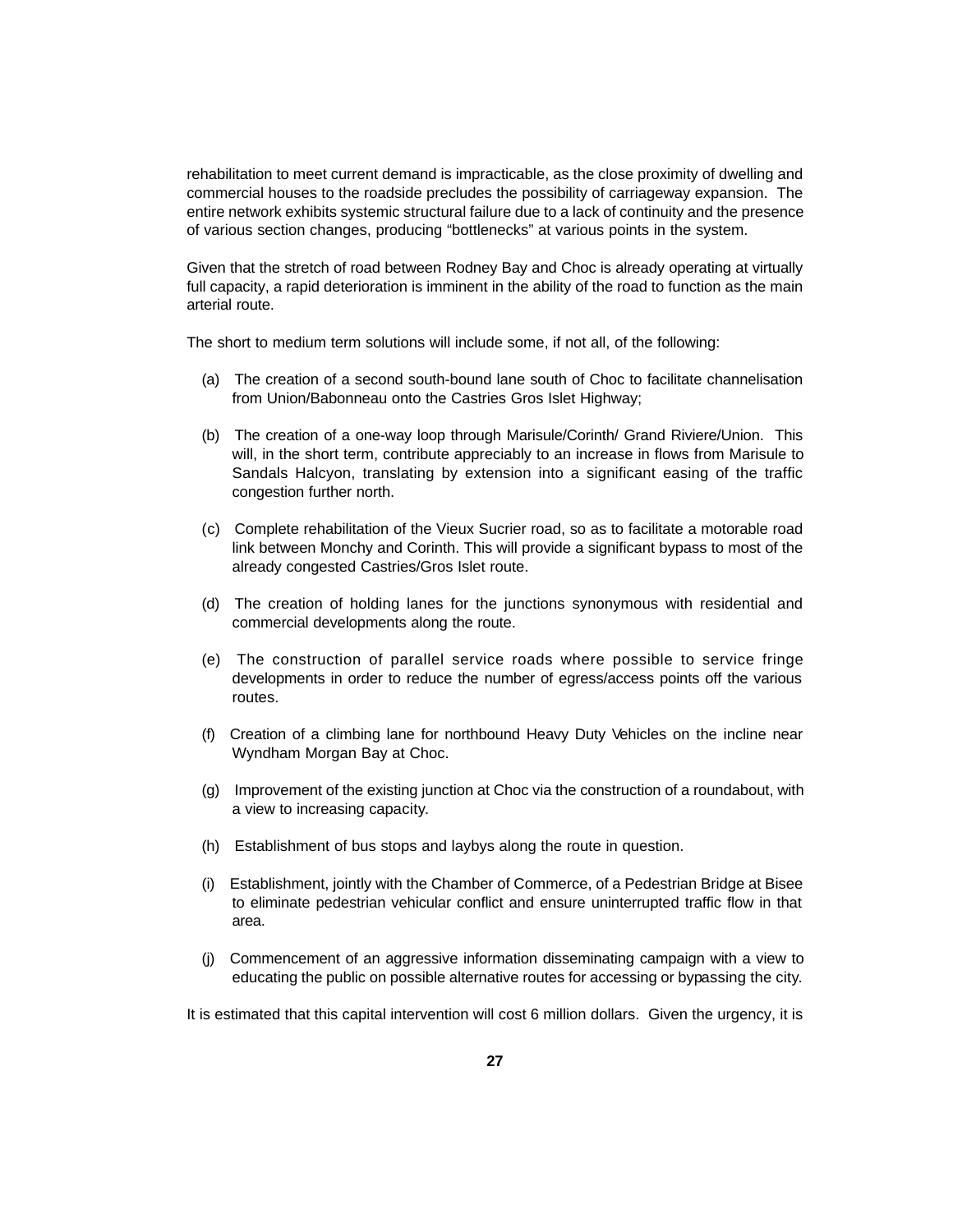rehabilitation to meet current demand is impracticable, as the close proximity of dwelling and commercial houses to the roadside precludes the possibility of carriageway expansion. The entire network exhibits systemic structural failure due to a lack of continuity and the presence of various section changes, producing “bottlenecks” at various points in the system.

Given that the stretch of road between Rodney Bay and Choc is already operating at virtually full capacity, a rapid deterioration is imminent in the ability of the road to function as the main arterial route.

The short to medium term solutions will include some, if not all, of the following:

(a) The creation of a second south-bound lane south of Choc to facilitate channelisation from Union/Babonneau onto the Castries Gros Islet Highway;

(b) The creation of a one-way loop through Marisule/Corinth/ Grand Riviere/Union. This will, in the short term, contribute appreciably to an increase in flows from Marisule to Sandals Halcyon, translating by extension into a significant easing of the traffic congestion further north.

(c) Complete rehabilitation of the Vieux Sucrier road, so as to facilitate a motorable road link between Monchy and Corinth. This will provide a significant bypass to most of the already congested Castries/Gros Islet route.

(d) The creation of holding lanes for the junctions synonymous with residential and commercial developments along the route.

(e) The construction of parallel service roads where possible to service fringe developments in order to reduce the number of egress/access points off the various routes.

(f) Creation of a climbing lane for northbound Heavy Duty Vehicles on the incline near Wyndham Morgan Bay at Choc.

(g) Improvement of the existing junction at Choc via the construction of a roundabout, with a view to increasing capacity.

(h) Establishment of bus stops and laybys along the route in question.

(i) Establishment, jointly with the Chamber of Commerce, of a Pedestrian Bridge at Bisee to eliminate pedestrian vehicular conflict and ensure uninterrupted traffic flow in that area.

(j) Commencement of an aggressive information disseminating campaign with a view to educating the public on possible alternative routes for accessing or bypassing the city.

It is estimated that this capital intervention will cost 6 million dollars. Given the urgency, it is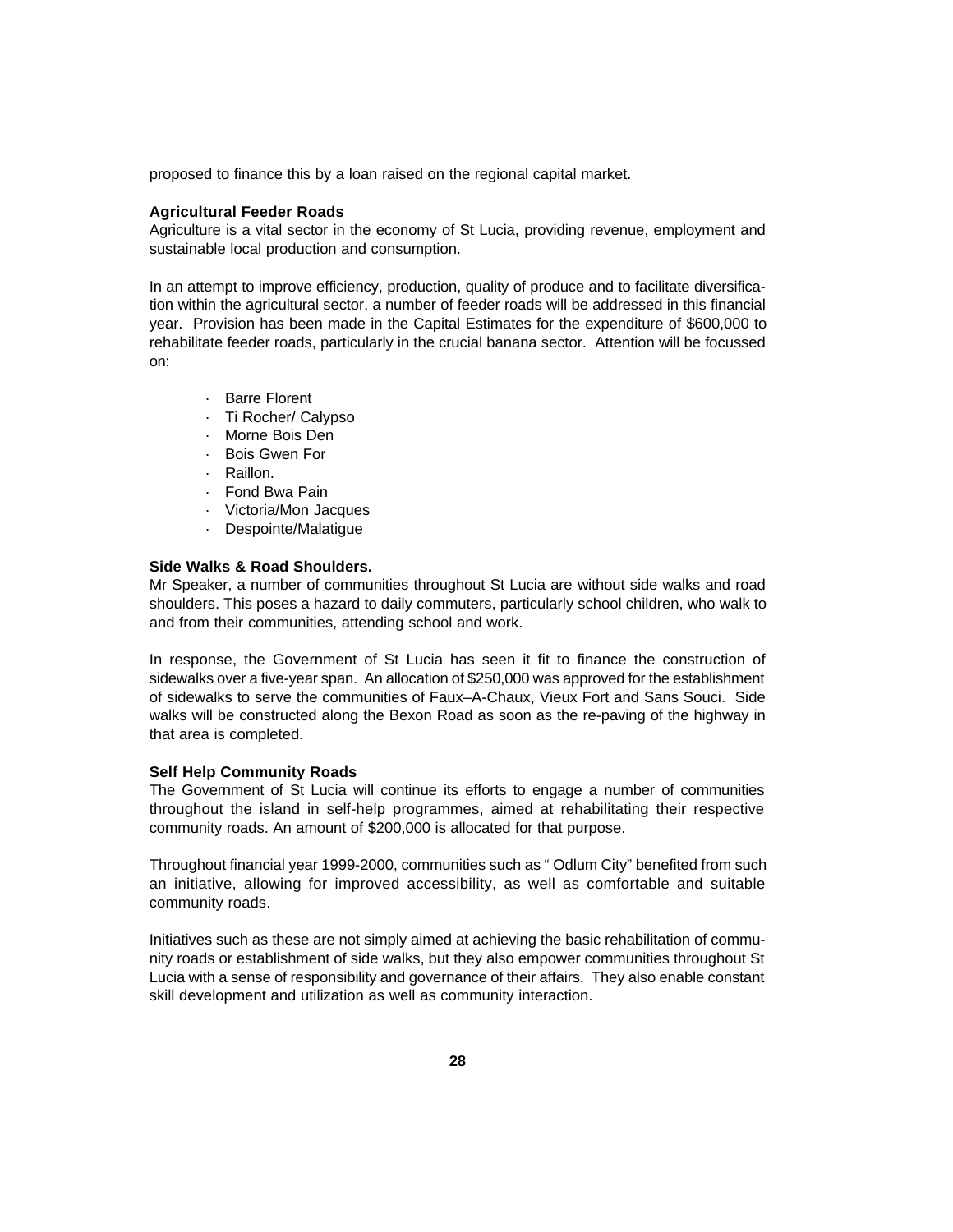proposed to finance this by a loan raised on the regional capital market.

**Agricultural Feeder Roads**

Agriculture is a vital sector in the economy of St Lucia, providing revenue, employment and sustainable local production and consumption.

In an attempt to improve efficiency, production, quality of produce and to facilitate diversification within the agricultural sector, a number of feeder roads will be addressed in this financial year. Provision has been made in the Capital Estimates for the expenditure of $600,000 to rehabilitate feeder roads, particularly in the crucial banana sector. Attention will be focussed on:

- Barre Florent
- Ti Rocher/ Calypso
- Morne Bois Den
- Bois Gwen For
- Raillon.
- Fond Bwa Pain
- Victoria/Mon Jacques
- Despointe/Malatigue

**Side Walks & Road Shoulders.**

Mr Speaker, a number of communities throughout St Lucia are without side walks and road shoulders. This poses a hazard to daily commuters, particularly school children, who walk to and from their communities, attending school and work.

In response, the Government of St Lucia has seen it fit to finance the construction of sidewalks over a five-year span. An allocation of $250,000 was approved for the establishment of sidewalks to serve the communities of Faux–A-Chaux, Vieux Fort and Sans Souci. Side walks will be constructed along the Bexon Road as soon as the re-paving of the highway in that area is completed.

**Self Help Community Roads**

The Government of St Lucia will continue its efforts to engage a number of communities throughout the island in self-help programmes, aimed at rehabilitating their respective community roads. An amount of $200,000 is allocated for that purpose.

Throughout financial year 1999-2000, communities such as " Odlum City" benefited from such an initiative, allowing for improved accessibility, as well as comfortable and suitable community roads.

Initiatives such as these are not simply aimed at achieving the basic rehabilitation of community roads or establishment of side walks, but they also empower communities throughout St Lucia with a sense of responsibility and governance of their affairs. They also enable constant skill development and utilization as well as community interaction.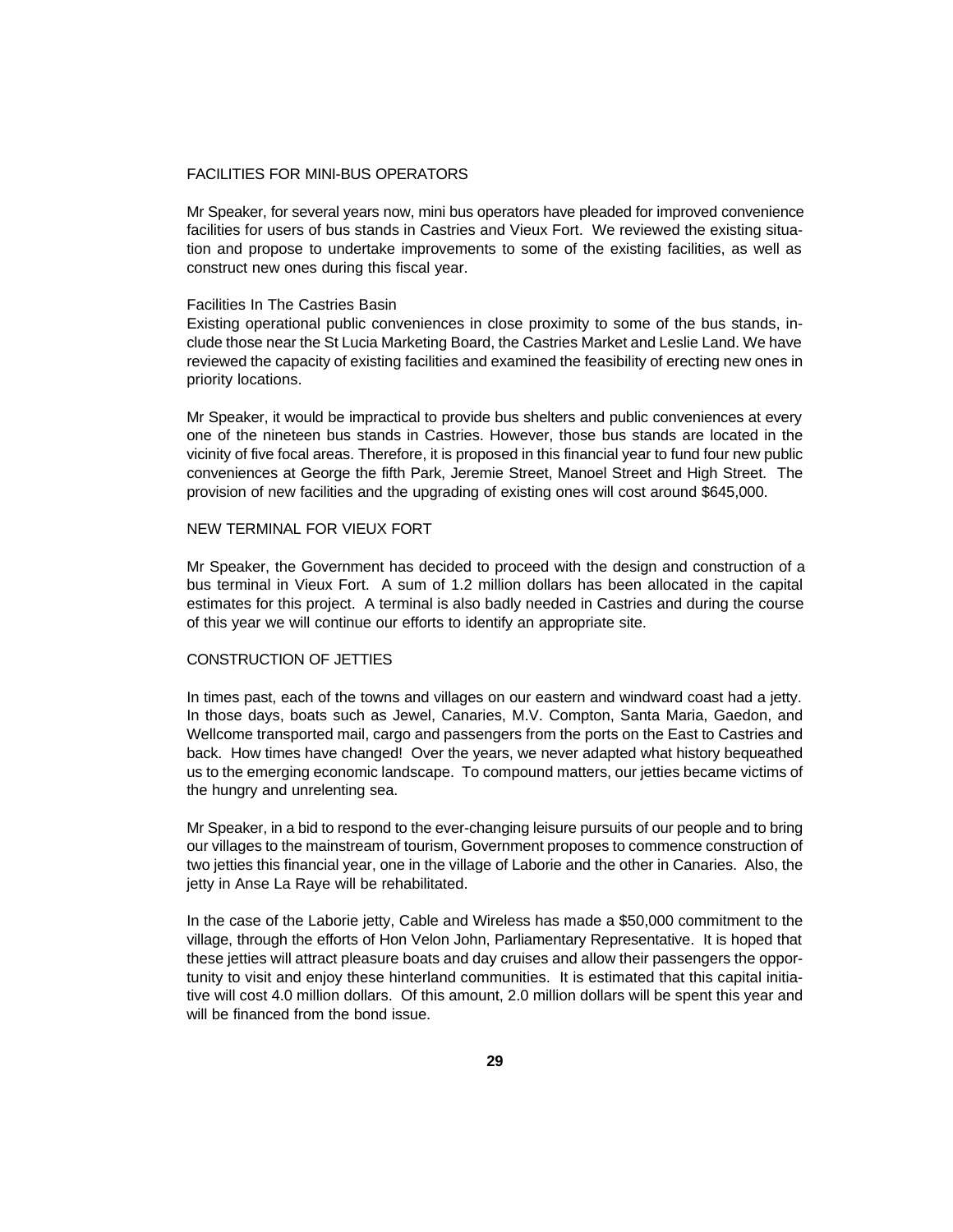## FACILITIES FOR MINI-BUS OPERATORS

Mr Speaker, for several years now, mini bus operators have pleaded for improved convenience facilities for users of bus stands in Castries and Vieux Fort. We reviewed the existing situation and propose to undertake improvements to some of the existing facilities, as well as construct new ones during this fiscal year.

### Facilities In The Castries Basin

Existing operational public conveniences in close proximity to some of the bus stands, include those near the St Lucia Marketing Board, the Castries Market and Leslie Land. We have reviewed the capacity of existing facilities and examined the feasibility of erecting new ones in priority locations.

Mr Speaker, it would be impractical to provide bus shelters and public conveniences at every one of the nineteen bus stands in Castries. However, those bus stands are located in the vicinity of five focal areas. Therefore, it is proposed in this financial year to fund four new public conveniences at George the fifth Park, Jeremie Street, Manoel Street and High Street. The provision of new facilities and the upgrading of existing ones will cost around $645,000.

## NEW TERMINAL FOR VIEUX FORT

Mr Speaker, the Government has decided to proceed with the design and construction of a bus terminal in Vieux Fort. A sum of 1.2 million dollars has been allocated in the capital estimates for this project. A terminal is also badly needed in Castries and during the course of this year we will continue our efforts to identify an appropriate site.

## CONSTRUCTION OF JETTIES

In times past, each of the towns and villages on our eastern and windward coast had a jetty. In those days, boats such as Jewel, Canaries, M.V. Compton, Santa Maria, Gaedon, and Wellcome transported mail, cargo and passengers from the ports on the East to Castries and back. How times have changed! Over the years, we never adapted what history bequeathed us to the emerging economic landscape. To compound matters, our jetties became victims of the hungry and unrelenting sea.

Mr Speaker, in a bid to respond to the ever-changing leisure pursuits of our people and to bring our villages to the mainstream of tourism, Government proposes to commence construction of two jetties this financial year, one in the village of Laborie and the other in Canaries. Also, the jetty in Anse La Raye will be rehabilitated.

In the case of the Laborie jetty, Cable and Wireless has made a $50,000 commitment to the village, through the efforts of Hon Velon John, Parliamentary Representative. It is hoped that these jetties will attract pleasure boats and day cruises and allow their passengers the opportunity to visit and enjoy these hinterland communities. It is estimated that this capital initiative will cost 4.0 million dollars. Of this amount, 2.0 million dollars will be spent this year and will be financed from the bond issue.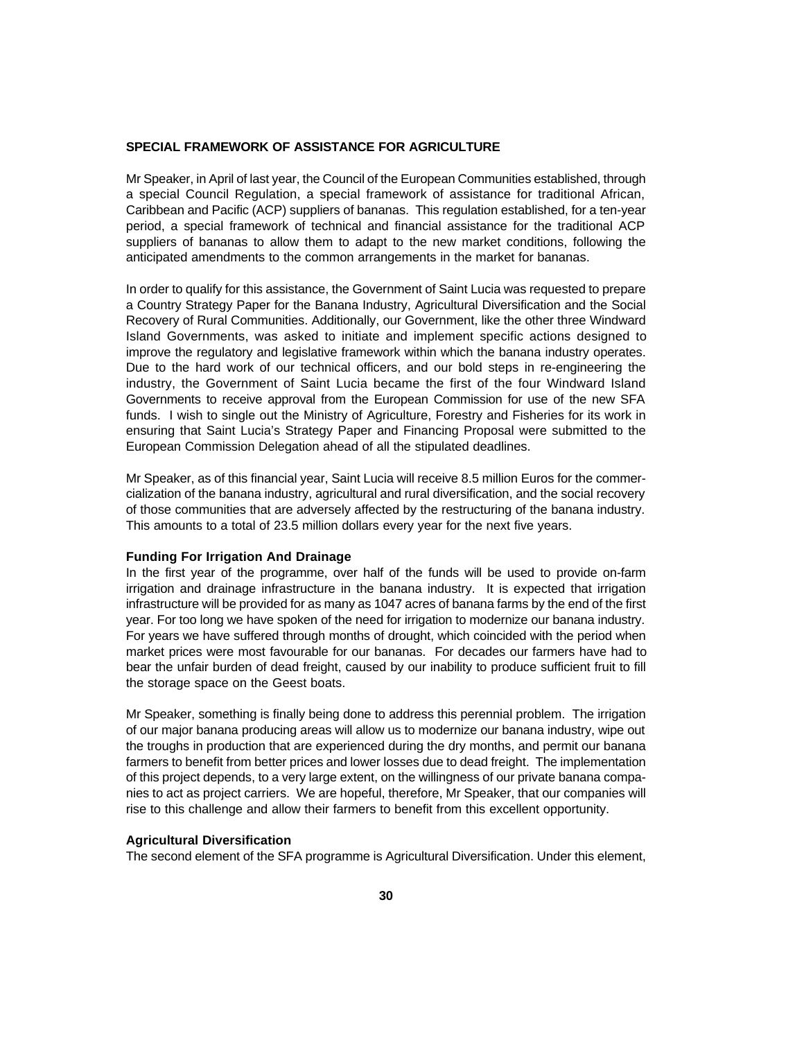## SPECIAL FRAMEWORK OF ASSISTANCE FOR AGRICULTURE

Mr Speaker, in April of last year, the Council of the European Communities established, through a special Council Regulation, a special framework of assistance for traditional African, Caribbean and Pacific (ACP) suppliers of bananas. This regulation established, for a ten-year period, a special framework of technical and financial assistance for the traditional ACP suppliers of bananas to allow them to adapt to the new market conditions, following the anticipated amendments to the common arrangements in the market for bananas.

In order to qualify for this assistance, the Government of Saint Lucia was requested to prepare a Country Strategy Paper for the Banana Industry, Agricultural Diversification and the Social Recovery of Rural Communities. Additionally, our Government, like the other three Windward Island Governments, was asked to initiate and implement specific actions designed to improve the regulatory and legislative framework within which the banana industry operates. Due to the hard work of our technical officers, and our bold steps in re-engineering the industry, the Government of Saint Lucia became the first of the four Windward Island Governments to receive approval from the European Commission for use of the new SFA funds. I wish to single out the Ministry of Agriculture, Forestry and Fisheries for its work in ensuring that Saint Lucia's Strategy Paper and Financing Proposal were submitted to the European Commission Delegation ahead of all the stipulated deadlines.

Mr Speaker, as of this financial year, Saint Lucia will receive 8.5 million Euros for the commercialization of the banana industry, agricultural and rural diversification, and the social recovery of those communities that are adversely affected by the restructuring of the banana industry. This amounts to a total of 23.5 million dollars every year for the next five years.

### Funding For Irrigation And Drainage

In the first year of the programme, over half of the funds will be used to provide on-farm irrigation and drainage infrastructure in the banana industry. It is expected that irrigation infrastructure will be provided for as many as 1047 acres of banana farms by the end of the first year. For too long we have spoken of the need for irrigation to modernize our banana industry. For years we have suffered through months of drought, which coincided with the period when market prices were most favourable for our bananas. For decades our farmers have had to bear the unfair burden of dead freight, caused by our inability to produce sufficient fruit to fill the storage space on the Geest boats.

Mr Speaker, something is finally being done to address this perennial problem. The irrigation of our major banana producing areas will allow us to modernize our banana industry, wipe out the troughs in production that are experienced during the dry months, and permit our banana farmers to benefit from better prices and lower losses due to dead freight. The implementation of this project depends, to a very large extent, on the willingness of our private banana companies to act as project carriers. We are hopeful, therefore, Mr Speaker, that our companies will rise to this challenge and allow their farmers to benefit from this excellent opportunity.

### Agricultural Diversification

The second element of the SFA programme is Agricultural Diversification. Under this element,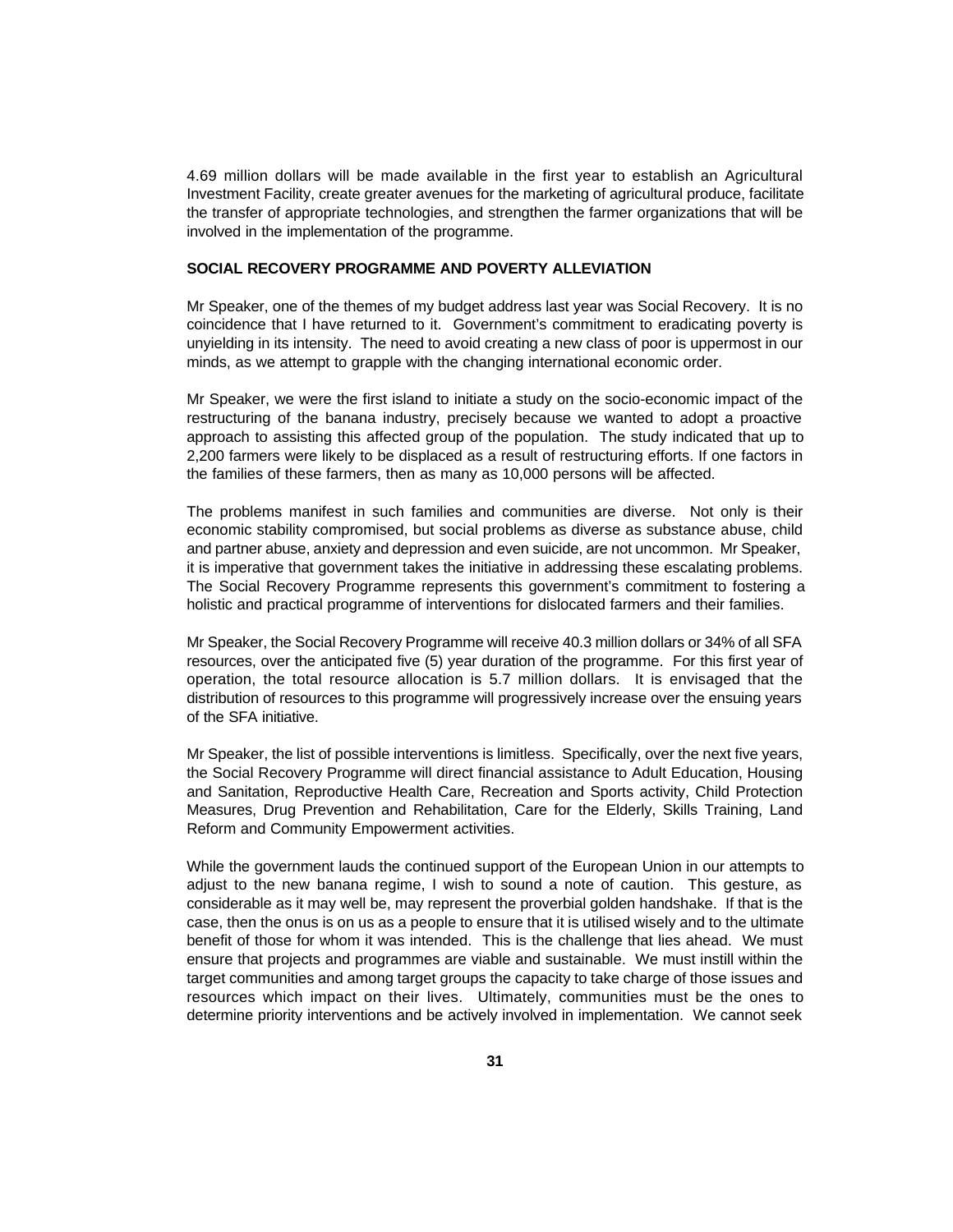4.69 million dollars will be made available in the first year to establish an Agricultural Investment Facility, create greater avenues for the marketing of agricultural produce, facilitate the transfer of appropriate technologies, and strengthen the farmer organizations that will be involved in the implementation of the programme.

**SOCIAL RECOVERY PROGRAMME AND POVERTY ALLEVIATION**

Mr Speaker, one of the themes of my budget address last year was Social Recovery. It is no coincidence that I have returned to it. Government's commitment to eradicating poverty is unyielding in its intensity. The need to avoid creating a new class of poor is uppermost in our minds, as we attempt to grapple with the changing international economic order.

Mr Speaker, we were the first island to initiate a study on the socio-economic impact of the restructuring of the banana industry, precisely because we wanted to adopt a proactive approach to assisting this affected group of the population. The study indicated that up to 2,200 farmers were likely to be displaced as a result of restructuring efforts. If one factors in the families of these farmers, then as many as 10,000 persons will be affected.

The problems manifest in such families and communities are diverse. Not only is their economic stability compromised, but social problems as diverse as substance abuse, child and partner abuse, anxiety and depression and even suicide, are not uncommon. Mr Speaker, it is imperative that government takes the initiative in addressing these escalating problems. The Social Recovery Programme represents this government's commitment to fostering a holistic and practical programme of interventions for dislocated farmers and their families.

Mr Speaker, the Social Recovery Programme will receive 40.3 million dollars or 34% of all SFA resources, over the anticipated five (5) year duration of the programme. For this first year of operation, the total resource allocation is 5.7 million dollars. It is envisaged that the distribution of resources to this programme will progressively increase over the ensuing years of the SFA initiative.

Mr Speaker, the list of possible interventions is limitless. Specifically, over the next five years, the Social Recovery Programme will direct financial assistance to Adult Education, Housing and Sanitation, Reproductive Health Care, Recreation and Sports activity, Child Protection Measures, Drug Prevention and Rehabilitation, Care for the Elderly, Skills Training, Land Reform and Community Empowerment activities.

While the government lauds the continued support of the European Union in our attempts to adjust to the new banana regime, I wish to sound a note of caution. This gesture, as considerable as it may well be, may represent the proverbial golden handshake. If that is the case, then the onus is on us as a people to ensure that it is utilised wisely and to the ultimate benefit of those for whom it was intended. This is the challenge that lies ahead. We must ensure that projects and programmes are viable and sustainable. We must instill within the target communities and among target groups the capacity to take charge of those issues and resources which impact on their lives. Ultimately, communities must be the ones to determine priority interventions and be actively involved in implementation. We cannot seek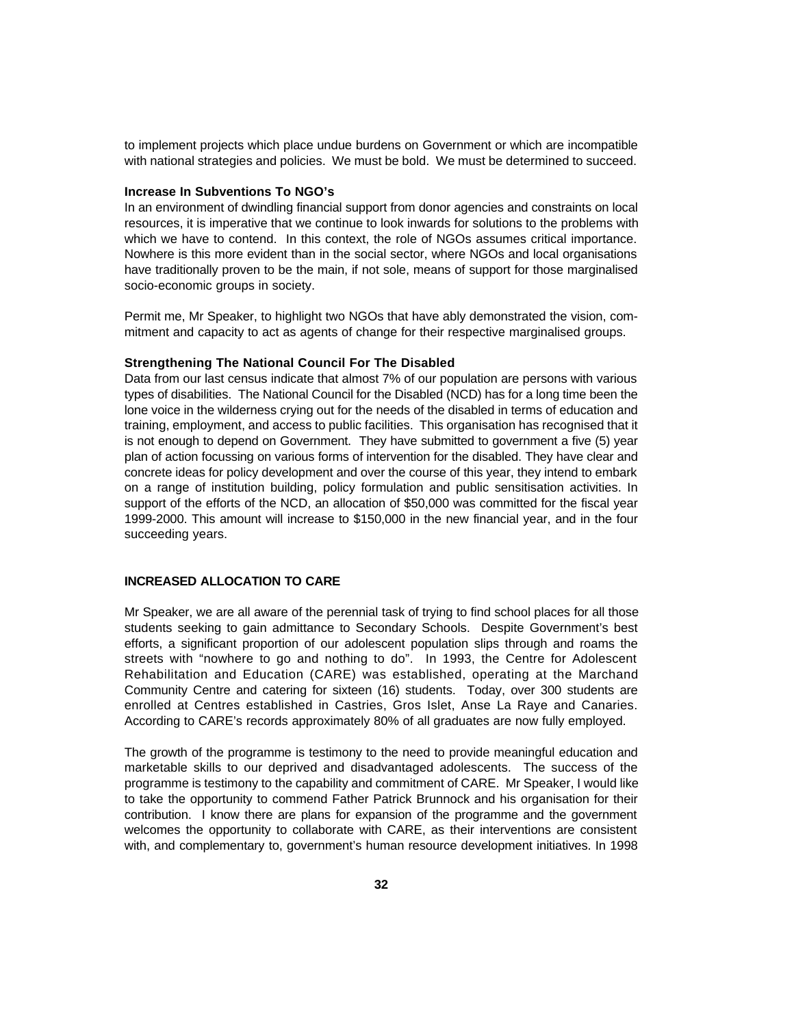to implement projects which place undue burdens on Government or which are incompatible with national strategies and policies. We must be bold. We must be determined to succeed.

### Increase In Subventions To NGO's

In an environment of dwindling financial support from donor agencies and constraints on local resources, it is imperative that we continue to look inwards for solutions to the problems with which we have to contend. In this context, the role of NGOs assumes critical importance. Nowhere is this more evident than in the social sector, where NGOs and local organisations have traditionally proven to be the main, if not sole, means of support for those marginalised socio-economic groups in society.

Permit me, Mr Speaker, to highlight two NGOs that have ably demonstrated the vision, commitment and capacity to act as agents of change for their respective marginalised groups.

### Strengthening The National Council For The Disabled

Data from our last census indicate that almost 7% of our population are persons with various types of disabilities. The National Council for the Disabled (NCD) has for a long time been the lone voice in the wilderness crying out for the needs of the disabled in terms of education and training, employment, and access to public facilities. This organisation has recognised that it is not enough to depend on Government. They have submitted to government a five (5) year plan of action focussing on various forms of intervention for the disabled. They have clear and concrete ideas for policy development and over the course of this year, they intend to embark on a range of institution building, policy formulation and public sensitisation activities. In support of the efforts of the NCD, an allocation of $50,000 was committed for the fiscal year 1999-2000. This amount will increase to $150,000 in the new financial year, and in the four succeeding years.

### INCREASED ALLOCATION TO CARE

Mr Speaker, we are all aware of the perennial task of trying to find school places for all those students seeking to gain admittance to Secondary Schools. Despite Government's best efforts, a significant proportion of our adolescent population slips through and roams the streets with "nowhere to go and nothing to do". In 1993, the Centre for Adolescent Rehabilitation and Education (CARE) was established, operating at the Marchand Community Centre and catering for sixteen (16) students. Today, over 300 students are enrolled at Centres established in Castries, Gros Islet, Anse La Raye and Canaries. According to CARE's records approximately 80% of all graduates are now fully employed.

The growth of the programme is testimony to the need to provide meaningful education and marketable skills to our deprived and disadvantaged adolescents. The success of the programme is testimony to the capability and commitment of CARE. Mr Speaker, I would like to take the opportunity to commend Father Patrick Brunnock and his organisation for their contribution. I know there are plans for expansion of the programme and the government welcomes the opportunity to collaborate with CARE, as their interventions are consistent with, and complementary to, government's human resource development initiatives. In 1998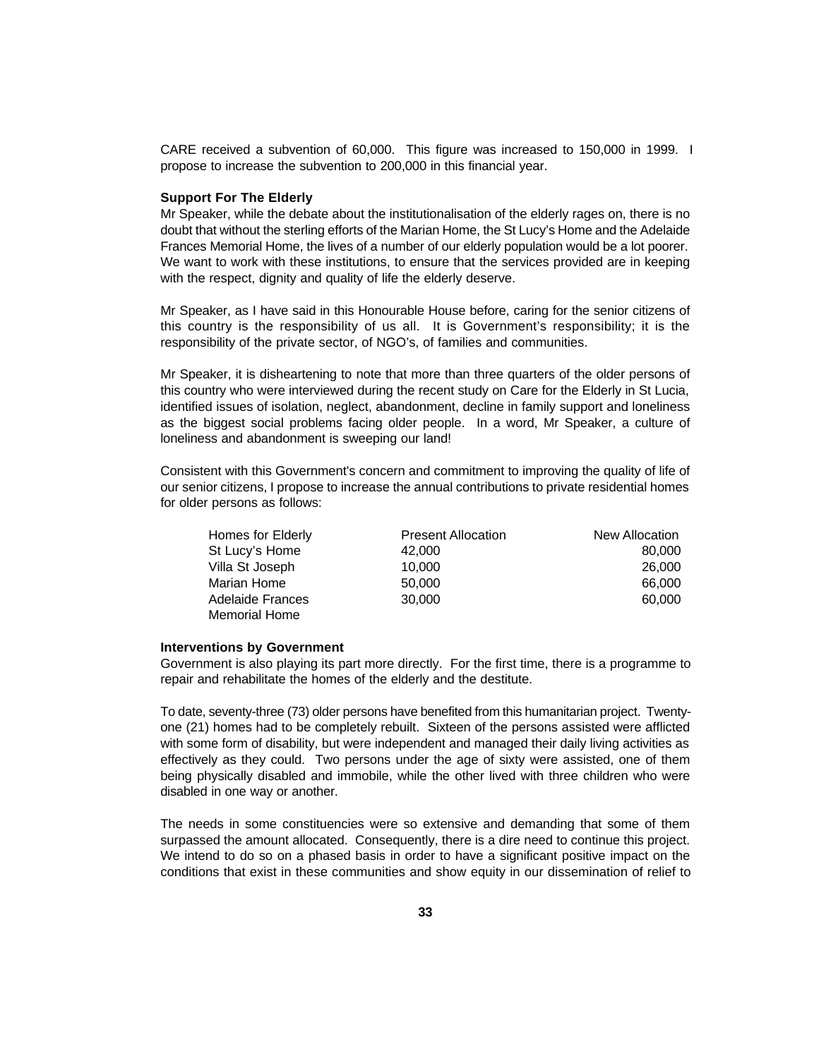CARE received a subvention of 60,000. This figure was increased to 150,000 in 1999. I propose to increase the subvention to 200,000 in this financial year.

**Support For The Elderly**

Mr Speaker, while the debate about the institutionalisation of the elderly rages on, there is no doubt that without the sterling efforts of the Marian Home, the St Lucy's Home and the Adelaide Frances Memorial Home, the lives of a number of our elderly population would be a lot poorer. We want to work with these institutions, to ensure that the services provided are in keeping with the respect, dignity and quality of life the elderly deserve.

Mr Speaker, as I have said in this Honourable House before, caring for the senior citizens of this country is the responsibility of us all. It is Government's responsibility; it is the responsibility of the private sector, of NGO's, of families and communities.

Mr Speaker, it is disheartening to note that more than three quarters of the older persons of this country who were interviewed during the recent study on Care for the Elderly in St Lucia, identified issues of isolation, neglect, abandonment, decline in family support and loneliness as the biggest social problems facing older people. In a word, Mr Speaker, a culture of loneliness and abandonment is sweeping our land!

Consistent with this Government's concern and commitment to improving the quality of life of our senior citizens, I propose to increase the annual contributions to private residential homes for older persons as follows:

| Homes for Elderly | Present Allocation | New Allocation |
|---|---|---|
| St Lucy's Home | 42,000 | 80,000 |
| Villa St Joseph | 10,000 | 26,000 |
| Marian Home | 50,000 | 66,000 |
| Adelaide Frances Memorial Home | 30,000 | 60,000 |

**Interventions by Government**

Government is also playing its part more directly. For the first time, there is a programme to repair and rehabilitate the homes of the elderly and the destitute.

To date, seventy-three (73) older persons have benefited from this humanitarian project. Twenty-one (21) homes had to be completely rebuilt. Sixteen of the persons assisted were afflicted with some form of disability, but were independent and managed their daily living activities as effectively as they could. Two persons under the age of sixty were assisted, one of them being physically disabled and immobile, while the other lived with three children who were disabled in one way or another.

The needs in some constituencies were so extensive and demanding that some of them surpassed the amount allocated. Consequently, there is a dire need to continue this project. We intend to do so on a phased basis in order to have a significant positive impact on the conditions that exist in these communities and show equity in our dissemination of relief to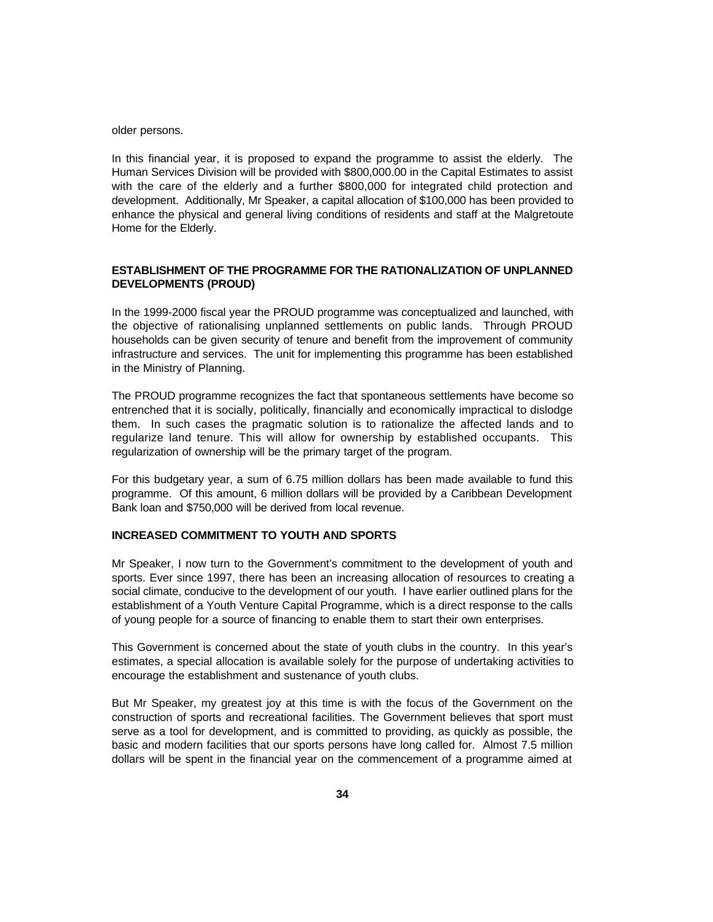older persons.

In this financial year, it is proposed to expand the programme to assist the elderly. The Human Services Division will be provided with $800,000.00 in the Capital Estimates to assist with the care of the elderly and a further $800,000 for integrated child protection and development. Additionally, Mr Speaker, a capital allocation of $100,000 has been provided to enhance the physical and general living conditions of residents and staff at the Malgretoute Home for the Elderly.

**ESTABLISHMENT OF THE PROGRAMME FOR THE RATIONALIZATION OF UNPLANNED DEVELOPMENTS (PROUD)**

In the 1999-2000 fiscal year the PROUD programme was conceptualized and launched, with the objective of rationalising unplanned settlements on public lands. Through PROUD households can be given security of tenure and benefit from the improvement of community infrastructure and services. The unit for implementing this programme has been established in the Ministry of Planning.

The PROUD programme recognizes the fact that spontaneous settlements have become so entrenched that it is socially, politically, financially and economically impractical to dislodge them. In such cases the pragmatic solution is to rationalize the affected lands and to regularize land tenure. This will allow for ownership by established occupants. This regularization of ownership will be the primary target of the program.

For this budgetary year, a sum of 6.75 million dollars has been made available to fund this programme. Of this amount, 6 million dollars will be provided by a Caribbean Development Bank loan and $750,000 will be derived from local revenue.

**INCREASED COMMITMENT TO YOUTH AND SPORTS**

Mr Speaker, I now turn to the Government's commitment to the development of youth and sports. Ever since 1997, there has been an increasing allocation of resources to creating a social climate, conducive to the development of our youth. I have earlier outlined plans for the establishment of a Youth Venture Capital Programme, which is a direct response to the calls of young people for a source of financing to enable them to start their own enterprises.

This Government is concerned about the state of youth clubs in the country. In this year's estimates, a special allocation is available solely for the purpose of undertaking activities to encourage the establishment and sustenance of youth clubs.

But Mr Speaker, my greatest joy at this time is with the focus of the Government on the construction of sports and recreational facilities. The Government believes that sport must serve as a tool for development, and is committed to providing, as quickly as possible, the basic and modern facilities that our sports persons have long called for. Almost 7.5 million dollars will be spent in the financial year on the commencement of a programme aimed at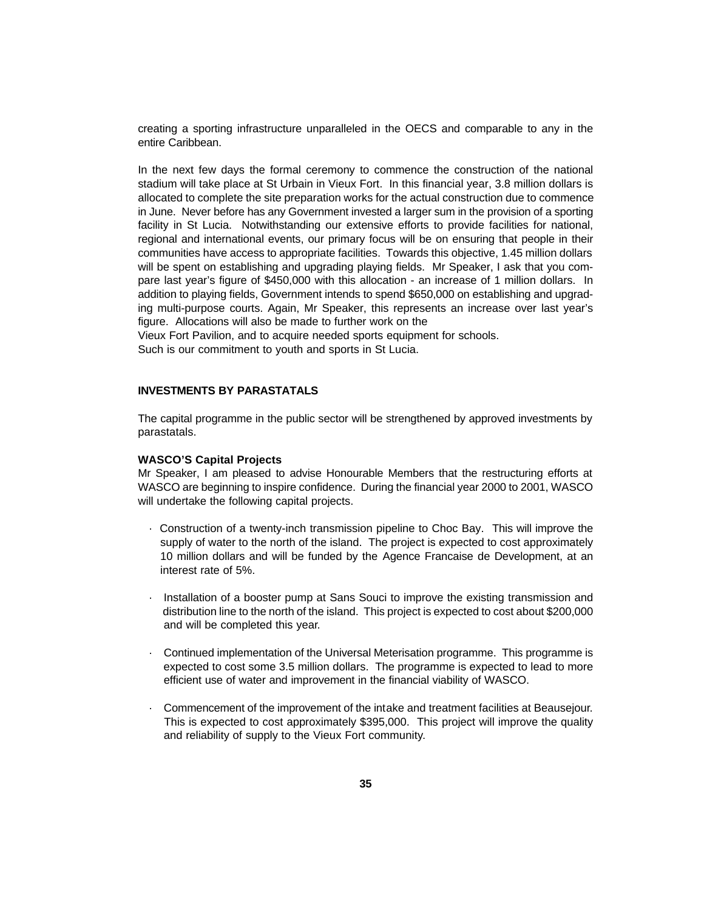creating a sporting infrastructure unparalleled in the OECS and comparable to any in the entire Caribbean.

In the next few days the formal ceremony to commence the construction of the national stadium will take place at St Urbain in Vieux Fort. In this financial year, 3.8 million dollars is allocated to complete the site preparation works for the actual construction due to commence in June. Never before has any Government invested a larger sum in the provision of a sporting facility in St Lucia. Notwithstanding our extensive efforts to provide facilities for national, regional and international events, our primary focus will be on ensuring that people in their communities have access to appropriate facilities. Towards this objective, 1.45 million dollars will be spent on establishing and upgrading playing fields. Mr Speaker, I ask that you compare last year's figure of $450,000 with this allocation - an increase of 1 million dollars. In addition to playing fields, Government intends to spend $650,000 on establishing and upgrading multi-purpose courts. Again, Mr Speaker, this represents an increase over last year's figure. Allocations will also be made to further work on the Vieux Fort Pavilion, and to acquire needed sports equipment for schools.
Such is our commitment to youth and sports in St Lucia.

## INVESTMENTS BY PARASTATALS

The capital programme in the public sector will be strengthened by approved investments by parastatals.

### WASCO'S Capital Projects

Mr Speaker, I am pleased to advise Honourable Members that the restructuring efforts at WASCO are beginning to inspire confidence. During the financial year 2000 to 2001, WASCO will undertake the following capital projects.

- Construction of a twenty-inch transmission pipeline to Choc Bay. This will improve the supply of water to the north of the island. The project is expected to cost approximately 10 million dollars and will be funded by the Agence Francaise de Development, at an interest rate of 5%.
- Installation of a booster pump at Sans Souci to improve the existing transmission and distribution line to the north of the island. This project is expected to cost about $200,000 and will be completed this year.
- Continued implementation of the Universal Meterisation programme. This programme is expected to cost some 3.5 million dollars. The programme is expected to lead to more efficient use of water and improvement in the financial viability of WASCO.
- Commencement of the improvement of the intake and treatment facilities at Beausejour. This is expected to cost approximately $395,000. This project will improve the quality and reliability of supply to the Vieux Fort community.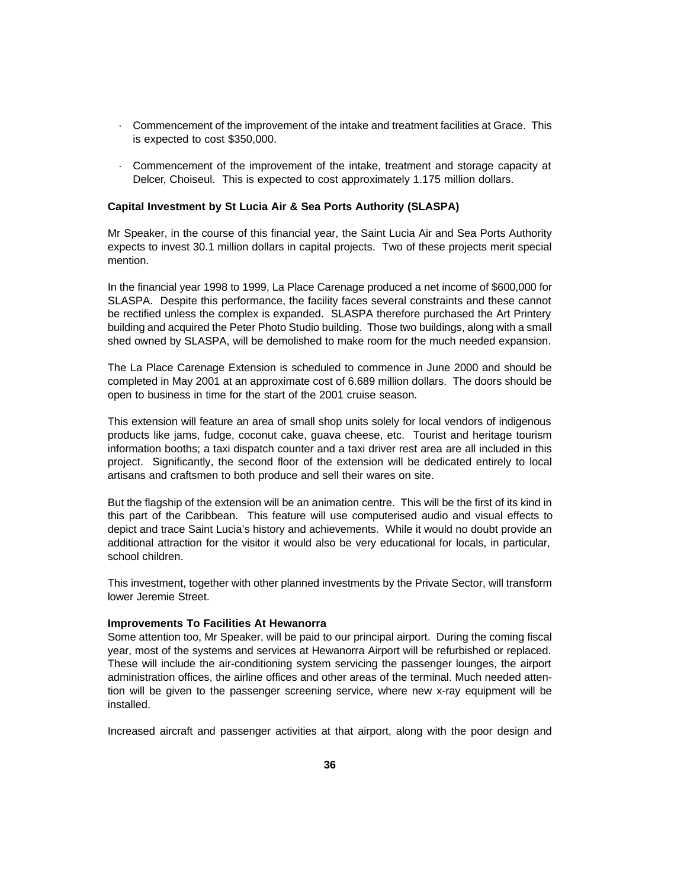- Commencement of the improvement of the intake and treatment facilities at Grace. This is expected to cost $350,000.

- Commencement of the improvement of the intake, treatment and storage capacity at Delcer, Choiseul. This is expected to cost approximately 1.175 million dollars.

**Capital Investment by St Lucia Air & Sea Ports Authority (SLASPA)**

Mr Speaker, in the course of this financial year, the Saint Lucia Air and Sea Ports Authority expects to invest 30.1 million dollars in capital projects. Two of these projects merit special mention.

In the financial year 1998 to 1999, La Place Carenage produced a net income of $600,000 for SLASPA. Despite this performance, the facility faces several constraints and these cannot be rectified unless the complex is expanded. SLASPA therefore purchased the Art Printery building and acquired the Peter Photo Studio building. Those two buildings, along with a small shed owned by SLASPA, will be demolished to make room for the much needed expansion.

The La Place Carenage Extension is scheduled to commence in June 2000 and should be completed in May 2001 at an approximate cost of 6.689 million dollars. The doors should be open to business in time for the start of the 2001 cruise season.

This extension will feature an area of small shop units solely for local vendors of indigenous products like jams, fudge, coconut cake, guava cheese, etc. Tourist and heritage tourism information booths; a taxi dispatch counter and a taxi driver rest area are all included in this project. Significantly, the second floor of the extension will be dedicated entirely to local artisans and craftsmen to both produce and sell their wares on site.

But the flagship of the extension will be an animation centre. This will be the first of its kind in this part of the Caribbean. This feature will use computerised audio and visual effects to depict and trace Saint Lucia's history and achievements. While it would no doubt provide an additional attraction for the visitor it would also be very educational for locals, in particular, school children.

This investment, together with other planned investments by the Private Sector, will transform lower Jeremie Street.

**Improvements To Facilities At Hewanorra**

Some attention too, Mr Speaker, will be paid to our principal airport. During the coming fiscal year, most of the systems and services at Hewanorra Airport will be refurbished or replaced. These will include the air-conditioning system servicing the passenger lounges, the airport administration offices, the airline offices and other areas of the terminal. Much needed attention will be given to the passenger screening service, where new x-ray equipment will be installed.

Increased aircraft and passenger activities at that airport, along with the poor design and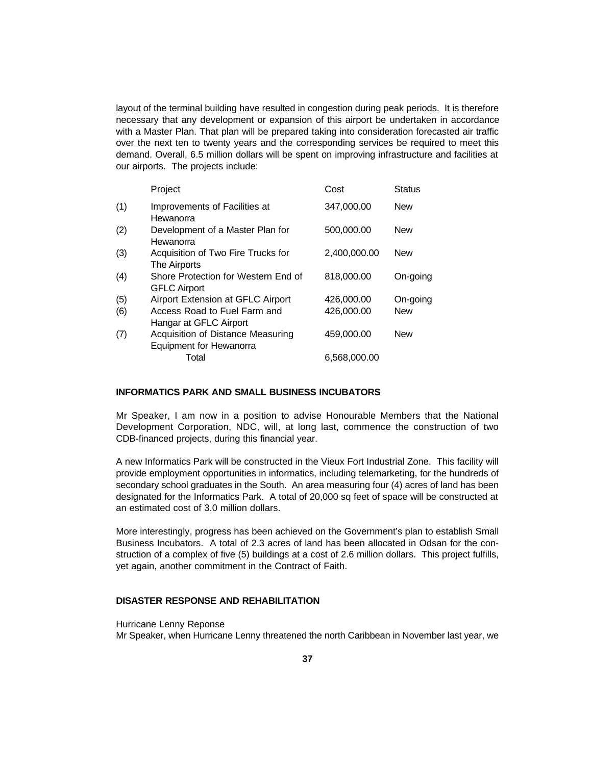layout of the terminal building have resulted in congestion during peak periods. It is therefore necessary that any development or expansion of this airport be undertaken in accordance with a Master Plan. That plan will be prepared taking into consideration forecasted air traffic over the next ten to twenty years and the corresponding services be required to meet this demand. Overall, 6.5 million dollars will be spent on improving infrastructure and facilities at our airports. The projects include:

| | Project | Cost | Status |
|---|---|---|---|
| (1) | Improvements of Facilities at Hewanorra | 347,000.00 | New |
| (2) | Development of a Master Plan for Hewanorra | 500,000.00 | New |
| (3) | Acquisition of Two Fire Trucks for The Airports | 2,400,000.00 | New |
| (4) | Shore Protection for Western End of GFLC Airport | 818,000.00 | On-going |
| (5) | Airport Extension at GFLC Airport | 426,000.00 | On-going |
| (6) | Access Road to Fuel Farm and Hangar at GFLC Airport | 426,000.00 | New |
| (7) | Acquisition of Distance Measuring Equipment for Hewanorra | 459,000.00 | New |
| | Total | 6,568,000.00 | |

**INFORMATICS PARK AND SMALL BUSINESS INCUBATORS**

Mr Speaker, I am now in a position to advise Honourable Members that the National Development Corporation, NDC, will, at long last, commence the construction of two CDB-financed projects, during this financial year.

A new Informatics Park will be constructed in the Vieux Fort Industrial Zone. This facility will provide employment opportunities in informatics, including telemarketing, for the hundreds of secondary school graduates in the South. An area measuring four (4) acres of land has been designated for the Informatics Park. A total of 20,000 sq feet of space will be constructed at an estimated cost of 3.0 million dollars.

More interestingly, progress has been achieved on the Government's plan to establish Small Business Incubators. A total of 2.3 acres of land has been allocated in Odsan for the construction of a complex of five (5) buildings at a cost of 2.6 million dollars. This project fulfills, yet again, another commitment in the Contract of Faith.

**DISASTER RESPONSE AND REHABILITATION**

Hurricane Lenny Reponse

Mr Speaker, when Hurricane Lenny threatened the north Caribbean in November last year, we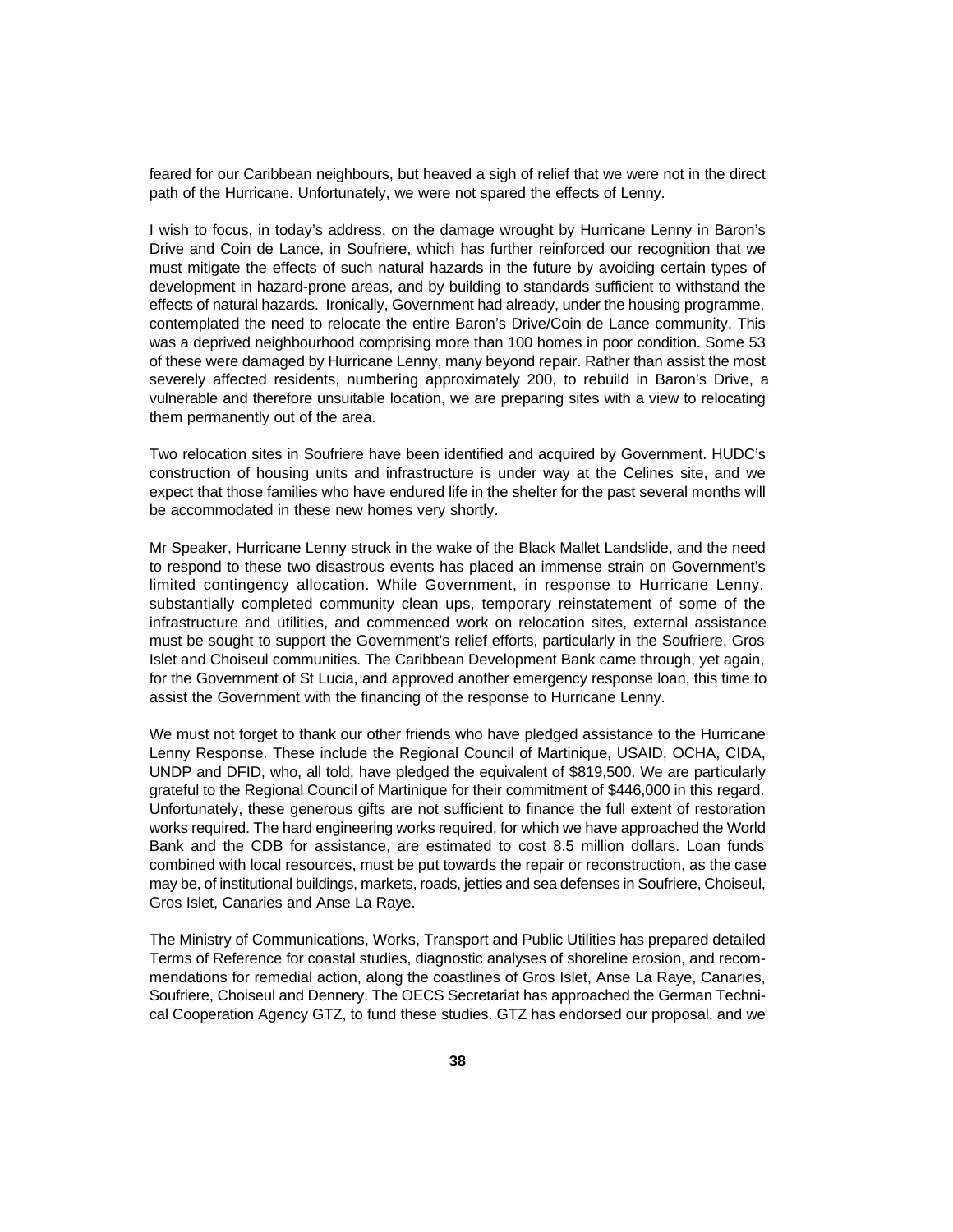feared for our Caribbean neighbours, but heaved a sigh of relief that we were not in the direct path of the Hurricane. Unfortunately, we were not spared the effects of Lenny.

I wish to focus, in today's address, on the damage wrought by Hurricane Lenny in Baron's Drive and Coin de Lance, in Soufriere, which has further reinforced our recognition that we must mitigate the effects of such natural hazards in the future by avoiding certain types of development in hazard-prone areas, and by building to standards sufficient to withstand the effects of natural hazards. Ironically, Government had already, under the housing programme, contemplated the need to relocate the entire Baron's Drive/Coin de Lance community. This was a deprived neighbourhood comprising more than 100 homes in poor condition. Some 53 of these were damaged by Hurricane Lenny, many beyond repair. Rather than assist the most severely affected residents, numbering approximately 200, to rebuild in Baron's Drive, a vulnerable and therefore unsuitable location, we are preparing sites with a view to relocating them permanently out of the area.

Two relocation sites in Soufriere have been identified and acquired by Government. HUDC's construction of housing units and infrastructure is under way at the Celines site, and we expect that those families who have endured life in the shelter for the past several months will be accommodated in these new homes very shortly.

Mr Speaker, Hurricane Lenny struck in the wake of the Black Mallet Landslide, and the need to respond to these two disastrous events has placed an immense strain on Government's limited contingency allocation. While Government, in response to Hurricane Lenny, substantially completed community clean ups, temporary reinstatement of some of the infrastructure and utilities, and commenced work on relocation sites, external assistance must be sought to support the Government's relief efforts, particularly in the Soufriere, Gros Islet and Choiseul communities. The Caribbean Development Bank came through, yet again, for the Government of St Lucia, and approved another emergency response loan, this time to assist the Government with the financing of the response to Hurricane Lenny.

We must not forget to thank our other friends who have pledged assistance to the Hurricane Lenny Response. These include the Regional Council of Martinique, USAID, OCHA, CIDA, UNDP and DFID, who, all told, have pledged the equivalent of $819,500. We are particularly grateful to the Regional Council of Martinique for their commitment of $446,000 in this regard. Unfortunately, these generous gifts are not sufficient to finance the full extent of restoration works required. The hard engineering works required, for which we have approached the World Bank and the CDB for assistance, are estimated to cost 8.5 million dollars. Loan funds combined with local resources, must be put towards the repair or reconstruction, as the case may be, of institutional buildings, markets, roads, jetties and sea defenses in Soufriere, Choiseul, Gros Islet, Canaries and Anse La Raye.

The Ministry of Communications, Works, Transport and Public Utilities has prepared detailed Terms of Reference for coastal studies, diagnostic analyses of shoreline erosion, and recommendations for remedial action, along the coastlines of Gros Islet, Anse La Raye, Canaries, Soufriere, Choiseul and Dennery. The OECS Secretariat has approached the German Technical Cooperation Agency GTZ, to fund these studies. GTZ has endorsed our proposal, and we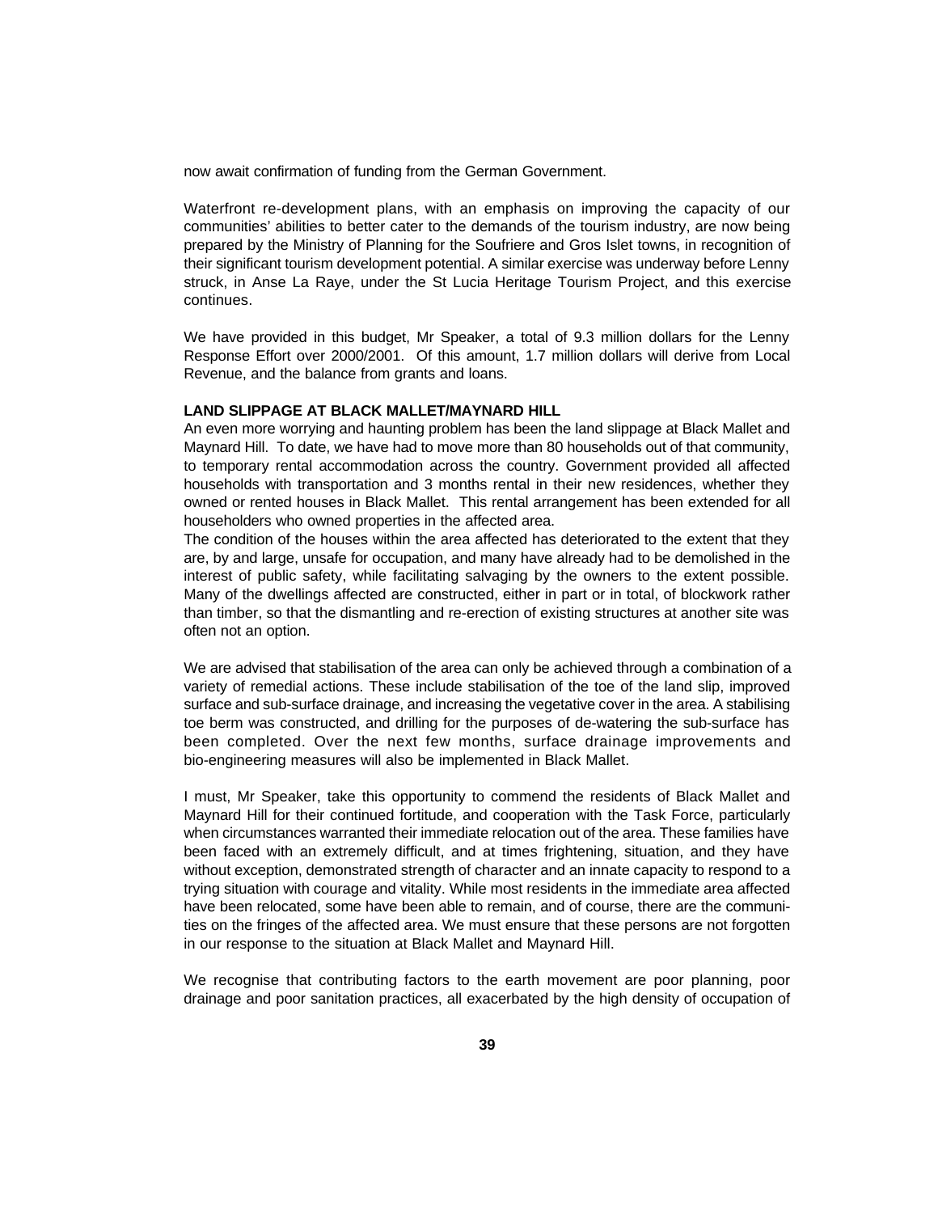now await confirmation of funding from the German Government.

Waterfront re-development plans, with an emphasis on improving the capacity of our communities' abilities to better cater to the demands of the tourism industry, are now being prepared by the Ministry of Planning for the Soufriere and Gros Islet towns, in recognition of their significant tourism development potential. A similar exercise was underway before Lenny struck, in Anse La Raye, under the St Lucia Heritage Tourism Project, and this exercise continues.

We have provided in this budget, Mr Speaker, a total of 9.3 million dollars for the Lenny Response Effort over 2000/2001. Of this amount, 1.7 million dollars will derive from Local Revenue, and the balance from grants and loans.

**LAND SLIPPAGE AT BLACK MALLET/MAYNARD HILL**

An even more worrying and haunting problem has been the land slippage at Black Mallet and Maynard Hill. To date, we have had to move more than 80 households out of that community, to temporary rental accommodation across the country. Government provided all affected households with transportation and 3 months rental in their new residences, whether they owned or rented houses in Black Mallet. This rental arrangement has been extended for all householders who owned properties in the affected area.

The condition of the houses within the area affected has deteriorated to the extent that they are, by and large, unsafe for occupation, and many have already had to be demolished in the interest of public safety, while facilitating salvaging by the owners to the extent possible. Many of the dwellings affected are constructed, either in part or in total, of blockwork rather than timber, so that the dismantling and re-erection of existing structures at another site was often not an option.

We are advised that stabilisation of the area can only be achieved through a combination of a variety of remedial actions. These include stabilisation of the toe of the land slip, improved surface and sub-surface drainage, and increasing the vegetative cover in the area. A stabilising toe berm was constructed, and drilling for the purposes of de-watering the sub-surface has been completed. Over the next few months, surface drainage improvements and bio-engineering measures will also be implemented in Black Mallet.

I must, Mr Speaker, take this opportunity to commend the residents of Black Mallet and Maynard Hill for their continued fortitude, and cooperation with the Task Force, particularly when circumstances warranted their immediate relocation out of the area. These families have been faced with an extremely difficult, and at times frightening, situation, and they have without exception, demonstrated strength of character and an innate capacity to respond to a trying situation with courage and vitality. While most residents in the immediate area affected have been relocated, some have been able to remain, and of course, there are the communities on the fringes of the affected area. We must ensure that these persons are not forgotten in our response to the situation at Black Mallet and Maynard Hill.

We recognise that contributing factors to the earth movement are poor planning, poor drainage and poor sanitation practices, all exacerbated by the high density of occupation of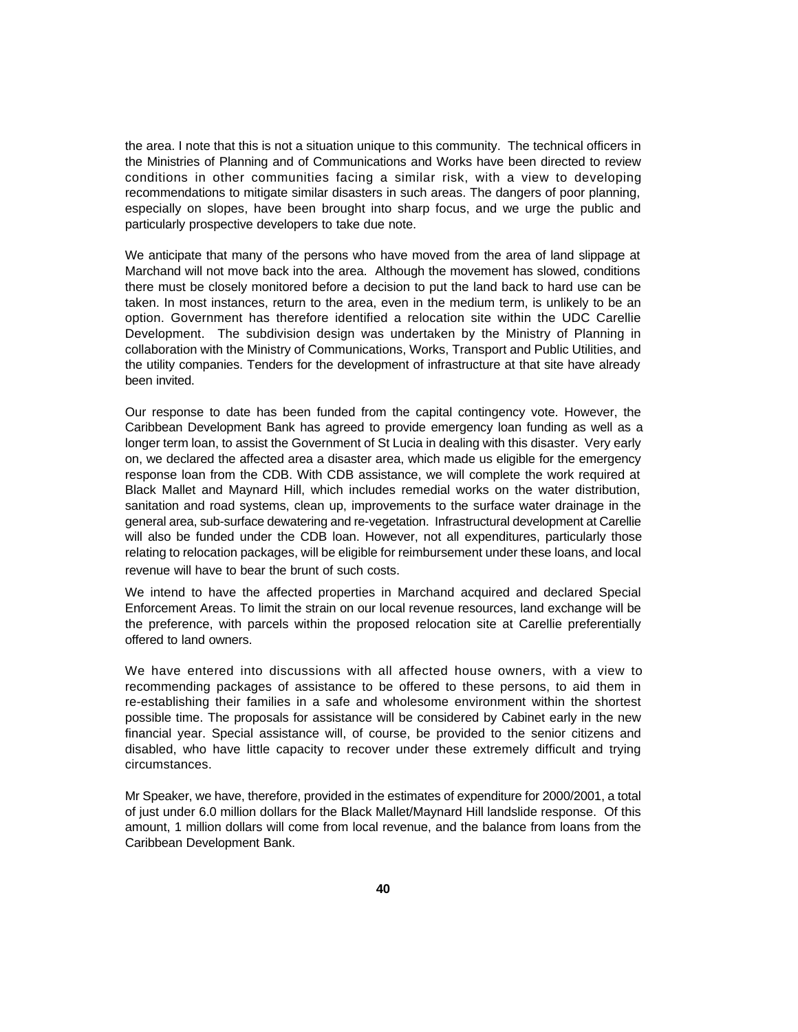the area. I note that this is not a situation unique to this community. The technical officers in the Ministries of Planning and of Communications and Works have been directed to review conditions in other communities facing a similar risk, with a view to developing recommendations to mitigate similar disasters in such areas. The dangers of poor planning, especially on slopes, have been brought into sharp focus, and we urge the public and particularly prospective developers to take due note.

We anticipate that many of the persons who have moved from the area of land slippage at Marchand will not move back into the area. Although the movement has slowed, conditions there must be closely monitored before a decision to put the land back to hard use can be taken. In most instances, return to the area, even in the medium term, is unlikely to be an option. Government has therefore identified a relocation site within the UDC Carellie Development. The subdivision design was undertaken by the Ministry of Planning in collaboration with the Ministry of Communications, Works, Transport and Public Utilities, and the utility companies. Tenders for the development of infrastructure at that site have already been invited.

Our response to date has been funded from the capital contingency vote. However, the Caribbean Development Bank has agreed to provide emergency loan funding as well as a longer term loan, to assist the Government of St Lucia in dealing with this disaster. Very early on, we declared the affected area a disaster area, which made us eligible for the emergency response loan from the CDB. With CDB assistance, we will complete the work required at Black Mallet and Maynard Hill, which includes remedial works on the water distribution, sanitation and road systems, clean up, improvements to the surface water drainage in the general area, sub-surface dewatering and re-vegetation. Infrastructural development at Carellie will also be funded under the CDB loan. However, not all expenditures, particularly those relating to relocation packages, will be eligible for reimbursement under these loans, and local revenue will have to bear the brunt of such costs.

We intend to have the affected properties in Marchand acquired and declared Special Enforcement Areas. To limit the strain on our local revenue resources, land exchange will be the preference, with parcels within the proposed relocation site at Carellie preferentially offered to land owners.

We have entered into discussions with all affected house owners, with a view to recommending packages of assistance to be offered to these persons, to aid them in re-establishing their families in a safe and wholesome environment within the shortest possible time. The proposals for assistance will be considered by Cabinet early in the new financial year. Special assistance will, of course, be provided to the senior citizens and disabled, who have little capacity to recover under these extremely difficult and trying circumstances.

Mr Speaker, we have, therefore, provided in the estimates of expenditure for 2000/2001, a total of just under 6.0 million dollars for the Black Mallet/Maynard Hill landslide response. Of this amount, 1 million dollars will come from local revenue, and the balance from loans from the Caribbean Development Bank.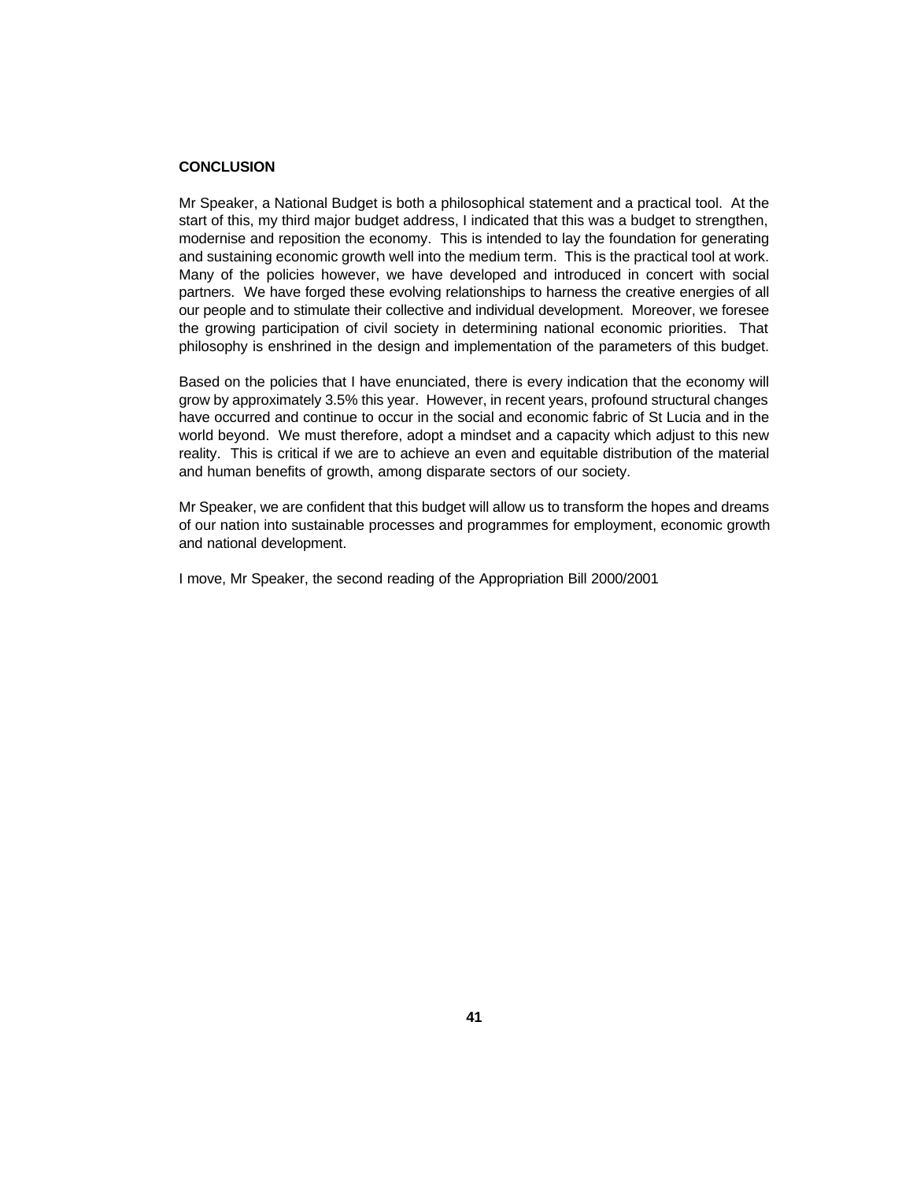## CONCLUSION

Mr Speaker, a National Budget is both a philosophical statement and a practical tool. At the start of this, my third major budget address, I indicated that this was a budget to strengthen, modernise and reposition the economy. This is intended to lay the foundation for generating and sustaining economic growth well into the medium term. This is the practical tool at work. Many of the policies however, we have developed and introduced in concert with social partners. We have forged these evolving relationships to harness the creative energies of all our people and to stimulate their collective and individual development. Moreover, we foresee the growing participation of civil society in determining national economic priorities. That philosophy is enshrined in the design and implementation of the parameters of this budget.

Based on the policies that I have enunciated, there is every indication that the economy will grow by approximately 3.5% this year. However, in recent years, profound structural changes have occurred and continue to occur in the social and economic fabric of St Lucia and in the world beyond. We must therefore, adopt a mindset and a capacity which adjust to this new reality. This is critical if we are to achieve an even and equitable distribution of the material and human benefits of growth, among disparate sectors of our society.

Mr Speaker, we are confident that this budget will allow us to transform the hopes and dreams of our nation into sustainable processes and programmes for employment, economic growth and national development.

I move, Mr Speaker, the second reading of the Appropriation Bill 2000/2001